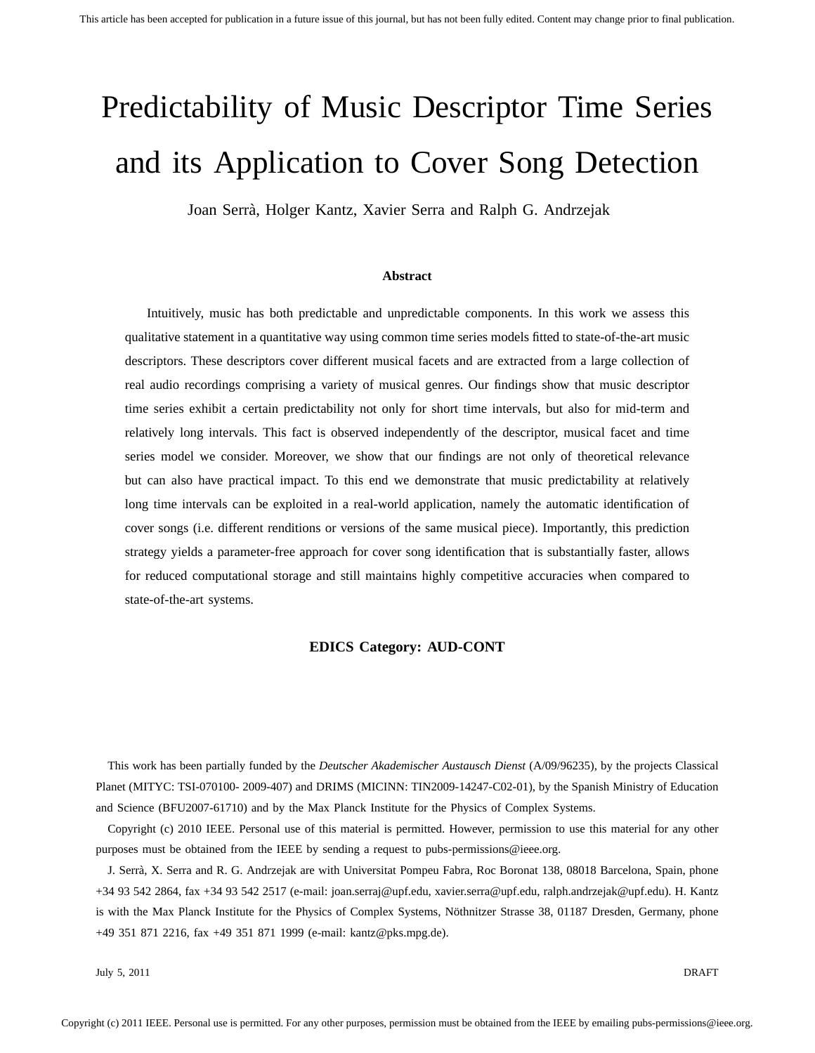# Predictability of Music Descriptor Time Series and its Application to Cover Song Detection

Joan Serrà, Holger Kantz, Xavier Serra and Ralph G. Andrzejak

## Abstract

Intuitively, music has both predictable and unpredictable components. In this work we assess this qualitative statement in a quantitative way using common time series models fitted to state-of-the-art music descriptors. These descriptors cover different musical facets and are extracted from a large collection of real audio recordings comprising a variety of musical genres. Our findings show that music descriptor time series exhibit a certain predictability not only for short time intervals, but also for mid-term and relatively long intervals. This fact is observed independently of the descriptor, musical facet and time series model we consider. Moreover, we show that our findings are not only of theoretical relevance but can also have practical impact. To this end we demonstrate that music predictability at relatively long time intervals can be exploited in a real-world application, namely the automatic identification of cover songs (i.e. different renditions or versions of the same musical piece). Importantly, this prediction strategy yields a parameter-free approach for cover song identification that is substantially faster, allows for reduced computational storage and still maintains highly competitive accuracies when compared to state-of-the-art systems.

**EDICS Category: AUD-CONT**

This work has been partially funded by the *Deutscher Akademischer Austausch Dienst* (A/09/96235), by the projects Classical Planet (MITYC: TSI-070100- 2009-407) and DRIMS (MICINN: TIN2009-14247-C02-01), by the Spanish Ministry of Education and Science (BFU2007-61710) and by the Max Planck Institute for the Physics of Complex Systems.

Copyright (c) 2010 IEEE. Personal use of this material is permitted. However, permission to use this material for any other purposes must be obtained from the IEEE by sending a request to pubs-permissions@ieee.org.

J. Serrà, X. Serra and R. G. Andrzejak are with Universitat Pompeu Fabra, Roc Boronat 138, 08018 Barcelona, Spain, phone +34 93 542 2864, fax +34 93 542 2517 (e-mail: joan.serraj@upf.edu, xavier.serra@upf.edu, ralph.andrzejak@upf.edu). H. Kantz is with the Max Planck Institute for the Physics of Complex Systems, Nöthnitzer Strasse 38, 01187 Dresden, Germany, phone +49 351 871 2216, fax +49 351 871 1999 (e-mail: kantz@pks.mpg.de).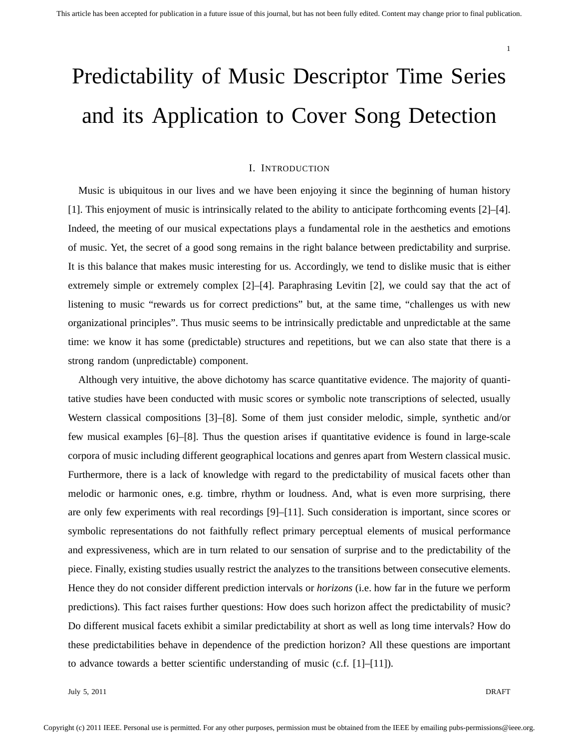# Predictability of Music Descriptor Time Series and its Application to Cover Song Detection

## I. Introduction

Music is ubiquitous in our lives and we have been enjoying it since the beginning of human history [1]. This enjoyment of music is intrinsically related to the ability to anticipate forthcoming events [2]–[4]. Indeed, the meeting of our musical expectations plays a fundamental role in the aesthetics and emotions of music. Yet, the secret of a good song remains in the right balance between predictability and surprise. It is this balance that makes music interesting for us. Accordingly, we tend to dislike music that is either extremely simple or extremely complex [2]–[4]. Paraphrasing Levitin [2], we could say that the act of listening to music "rewards us for correct predictions" but, at the same time, "challenges us with new organizational principles". Thus music seems to be intrinsically predictable and unpredictable at the same time: we know it has some (predictable) structures and repetitions, but we can also state that there is a strong random (unpredictable) component.

Although very intuitive, the above dichotomy has scarce quantitative evidence. The majority of quantitative studies have been conducted with music scores or symbolic note transcriptions of selected, usually Western classical compositions [3]–[8]. Some of them just consider melodic, simple, synthetic and/or few musical examples [6]–[8]. Thus the question arises if quantitative evidence is found in large-scale corpora of music including different geographical locations and genres apart from Western classical music. Furthermore, there is a lack of knowledge with regard to the predictability of musical facets other than melodic or harmonic ones, e.g. timbre, rhythm or loudness. And, what is even more surprising, there are only few experiments with real recordings [9]–[11]. Such consideration is important, since scores or symbolic representations do not faithfully reflect primary perceptual elements of musical performance and expressiveness, which are in turn related to our sensation of surprise and to the predictability of the piece. Finally, existing studies usually restrict the analyzes to the transitions between consecutive elements. Hence they do not consider different prediction intervals or *horizons* (i.e. how far in the future we perform predictions). This fact raises further questions: How does such horizon affect the predictability of music? Do different musical facets exhibit a similar predictability at short as well as long time intervals? How do these predictabilities behave in dependence of the prediction horizon? All these questions are important to advance towards a better scientific understanding of music (c.f. [1]–[11]).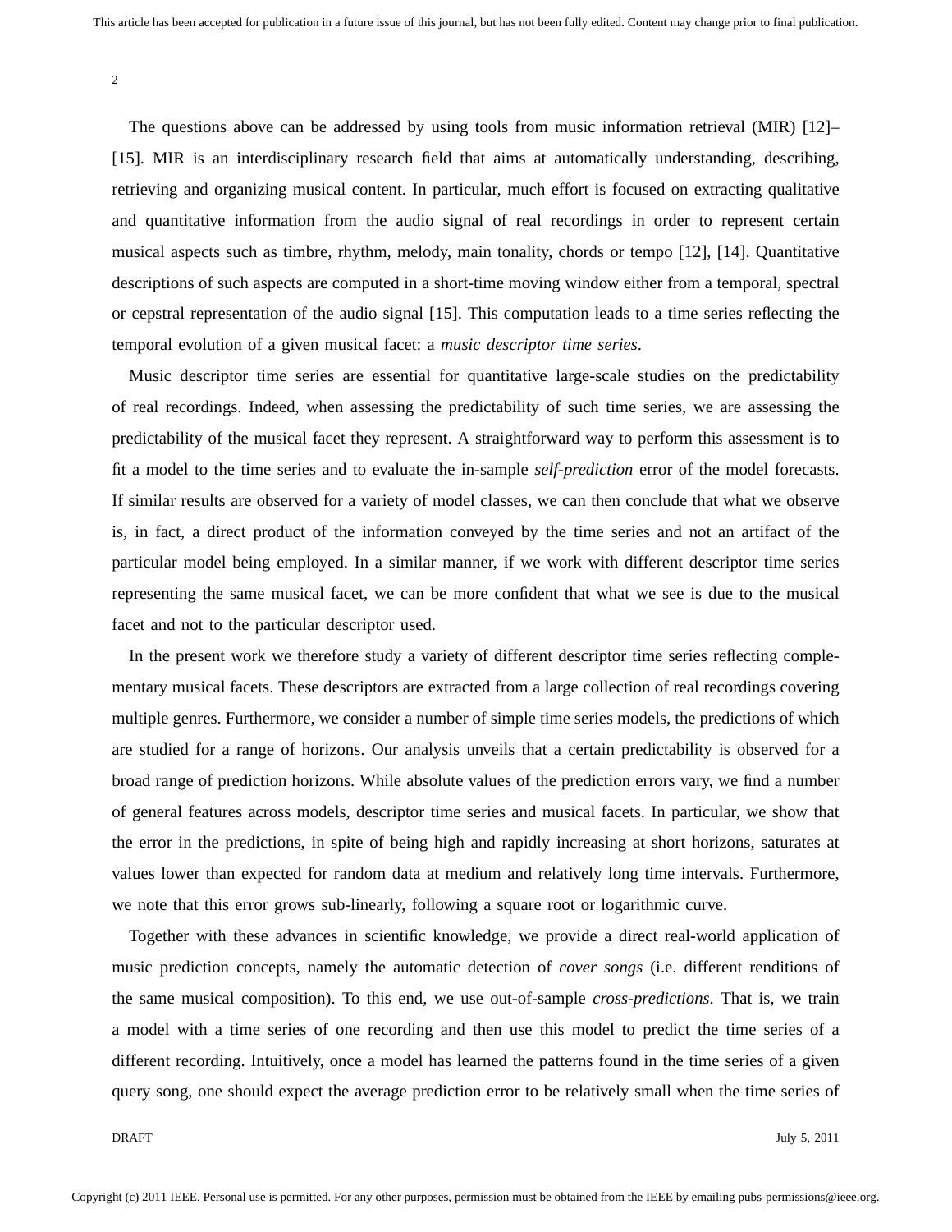The questions above can be addressed by using tools from music information retrieval (MIR) [12]–[15]. MIR is an interdisciplinary research field that aims at automatically understanding, describing, retrieving and organizing musical content. In particular, much effort is focused on extracting qualitative and quantitative information from the audio signal of real recordings in order to represent certain musical aspects such as timbre, rhythm, melody, main tonality, chords or tempo [12], [14]. Quantitative descriptions of such aspects are computed in a short-time moving window either from a temporal, spectral or cepstral representation of the audio signal [15]. This computation leads to a time series reflecting the temporal evolution of a given musical facet: a *music descriptor time series*.

Music descriptor time series are essential for quantitative large-scale studies on the predictability of real recordings. Indeed, when assessing the predictability of such time series, we are assessing the predictability of the musical facet they represent. A straightforward way to perform this assessment is to fit a model to the time series and to evaluate the in-sample *self-prediction* error of the model forecasts. If similar results are observed for a variety of model classes, we can then conclude that what we observe is, in fact, a direct product of the information conveyed by the time series and not an artifact of the particular model being employed. In a similar manner, if we work with different descriptor time series representing the same musical facet, we can be more confident that what we see is due to the musical facet and not to the particular descriptor used.

In the present work we therefore study a variety of different descriptor time series reflecting complementary musical facets. These descriptors are extracted from a large collection of real recordings covering multiple genres. Furthermore, we consider a number of simple time series models, the predictions of which are studied for a range of horizons. Our analysis unveils that a certain predictability is observed for a broad range of prediction horizons. While absolute values of the prediction errors vary, we find a number of general features across models, descriptor time series and musical facets. In particular, we show that the error in the predictions, in spite of being high and rapidly increasing at short horizons, saturates at values lower than expected for random data at medium and relatively long time intervals. Furthermore, we note that this error grows sub-linearly, following a square root or logarithmic curve.

Together with these advances in scientific knowledge, we provide a direct real-world application of music prediction concepts, namely the automatic detection of *cover songs* (i.e. different renditions of the same musical composition). To this end, we use out-of-sample *cross-predictions*. That is, we train a model with a time series of one recording and then use this model to predict the time series of a different recording. Intuitively, once a model has learned the patterns found in the time series of a given query song, one should expect the average prediction error to be relatively small when the time series of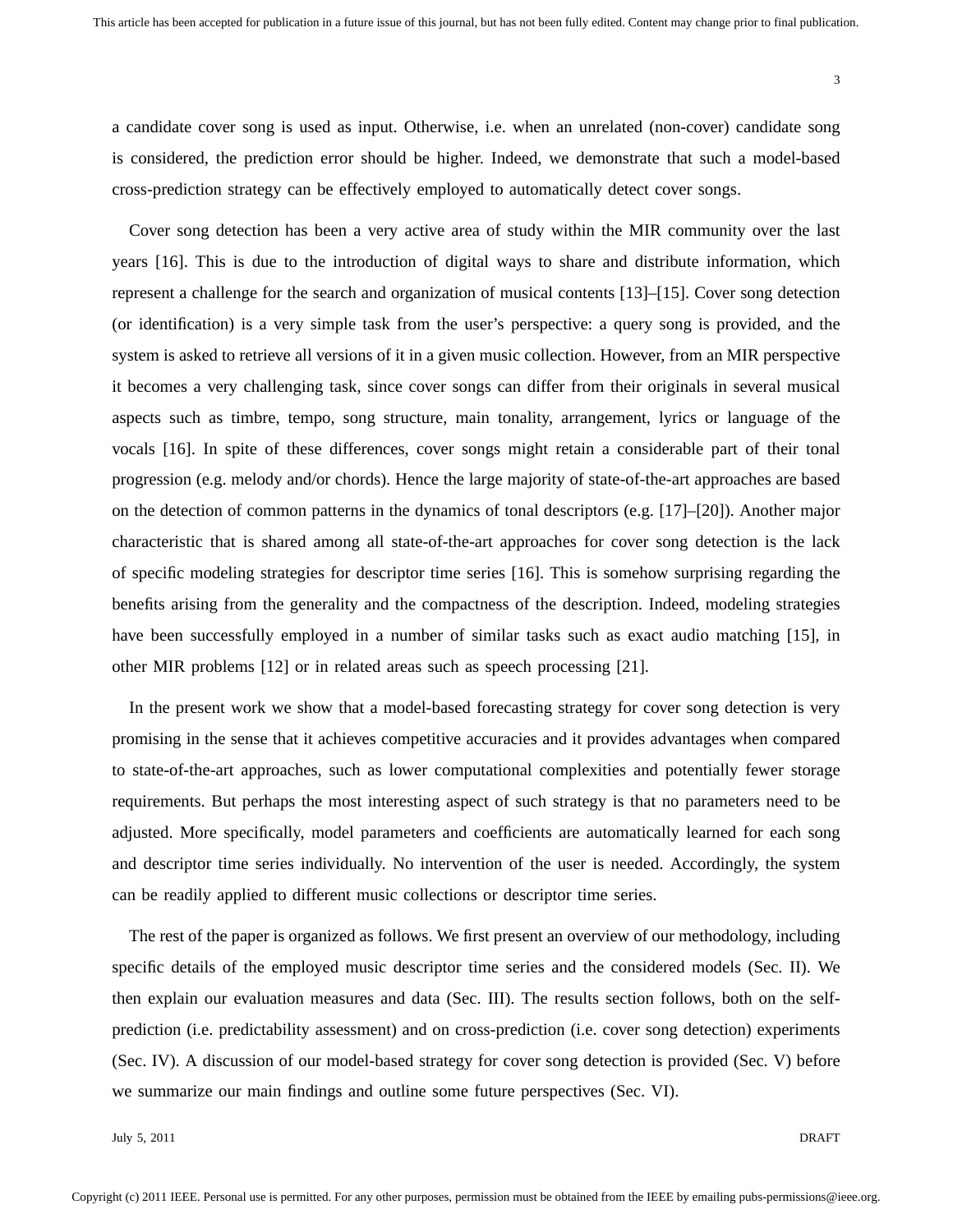a candidate cover song is used as input. Otherwise, i.e. when an unrelated (non-cover) candidate song is considered, the prediction error should be higher. Indeed, we demonstrate that such a model-based cross-prediction strategy can be effectively employed to automatically detect cover songs.

Cover song detection has been a very active area of study within the MIR community over the last years [16]. This is due to the introduction of digital ways to share and distribute information, which represent a challenge for the search and organization of musical contents [13]–[15]. Cover song detection (or identification) is a very simple task from the user's perspective: a query song is provided, and the system is asked to retrieve all versions of it in a given music collection. However, from an MIR perspective it becomes a very challenging task, since cover songs can differ from their originals in several musical aspects such as timbre, tempo, song structure, main tonality, arrangement, lyrics or language of the vocals [16]. In spite of these differences, cover songs might retain a considerable part of their tonal progression (e.g. melody and/or chords). Hence the large majority of state-of-the-art approaches are based on the detection of common patterns in the dynamics of tonal descriptors (e.g. [17]–[20]). Another major characteristic that is shared among all state-of-the-art approaches for cover song detection is the lack of specific modeling strategies for descriptor time series [16]. This is somehow surprising regarding the benefits arising from the generality and the compactness of the description. Indeed, modeling strategies have been successfully employed in a number of similar tasks such as exact audio matching [15], in other MIR problems [12] or in related areas such as speech processing [21].

In the present work we show that a model-based forecasting strategy for cover song detection is very promising in the sense that it achieves competitive accuracies and it provides advantages when compared to state-of-the-art approaches, such as lower computational complexities and potentially fewer storage requirements. But perhaps the most interesting aspect of such strategy is that no parameters need to be adjusted. More specifically, model parameters and coefficients are automatically learned for each song and descriptor time series individually. No intervention of the user is needed. Accordingly, the system can be readily applied to different music collections or descriptor time series.

The rest of the paper is organized as follows. We first present an overview of our methodology, including specific details of the employed music descriptor time series and the considered models (Sec. II). We then explain our evaluation measures and data (Sec. III). The results section follows, both on the self-prediction (i.e. predictability assessment) and on cross-prediction (i.e. cover song detection) experiments (Sec. IV). A discussion of our model-based strategy for cover song detection is provided (Sec. V) before we summarize our main findings and outline some future perspectives (Sec. VI).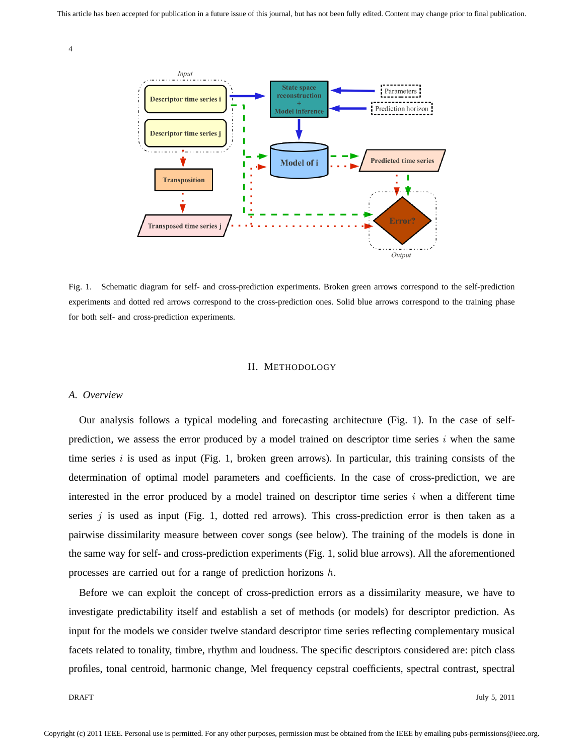Fig. 1. Schematic diagram for self- and cross-prediction experiments. Broken green arrows correspond to the self-prediction experiments and dotted red arrows correspond to the cross-prediction ones. Solid blue arrows correspond to the training phase for both self- and cross-prediction experiments.

## II. Methodology

### A. Overview

Our analysis follows a typical modeling and forecasting architecture (Fig. 1). In the case of self-prediction, we assess the error produced by a model trained on descriptor time series $i$ when the same time series $i$ is used as input (Fig. 1, broken green arrows). In particular, this training consists of the determination of optimal model parameters and coefficients. In the case of cross-prediction, we are interested in the error produced by a model trained on descriptor time series $i$ when a different time series $j$ is used as input (Fig. 1, dotted red arrows). This cross-prediction error is then taken as a pairwise dissimilarity measure between cover songs (see below). The training of the models is done in the same way for self- and cross-prediction experiments (Fig. 1, solid blue arrows). All the aforementioned processes are carried out for a range of prediction horizons $h$.

Before we can exploit the concept of cross-prediction errors as a dissimilarity measure, we have to investigate predictability itself and establish a set of methods (or models) for descriptor prediction. As input for the models we consider twelve standard descriptor time series reflecting complementary musical facets related to tonality, timbre, rhythm and loudness. The specific descriptors considered are: pitch class profiles, tonal centroid, harmonic change, Mel frequency cepstral coefficients, spectral contrast, spectral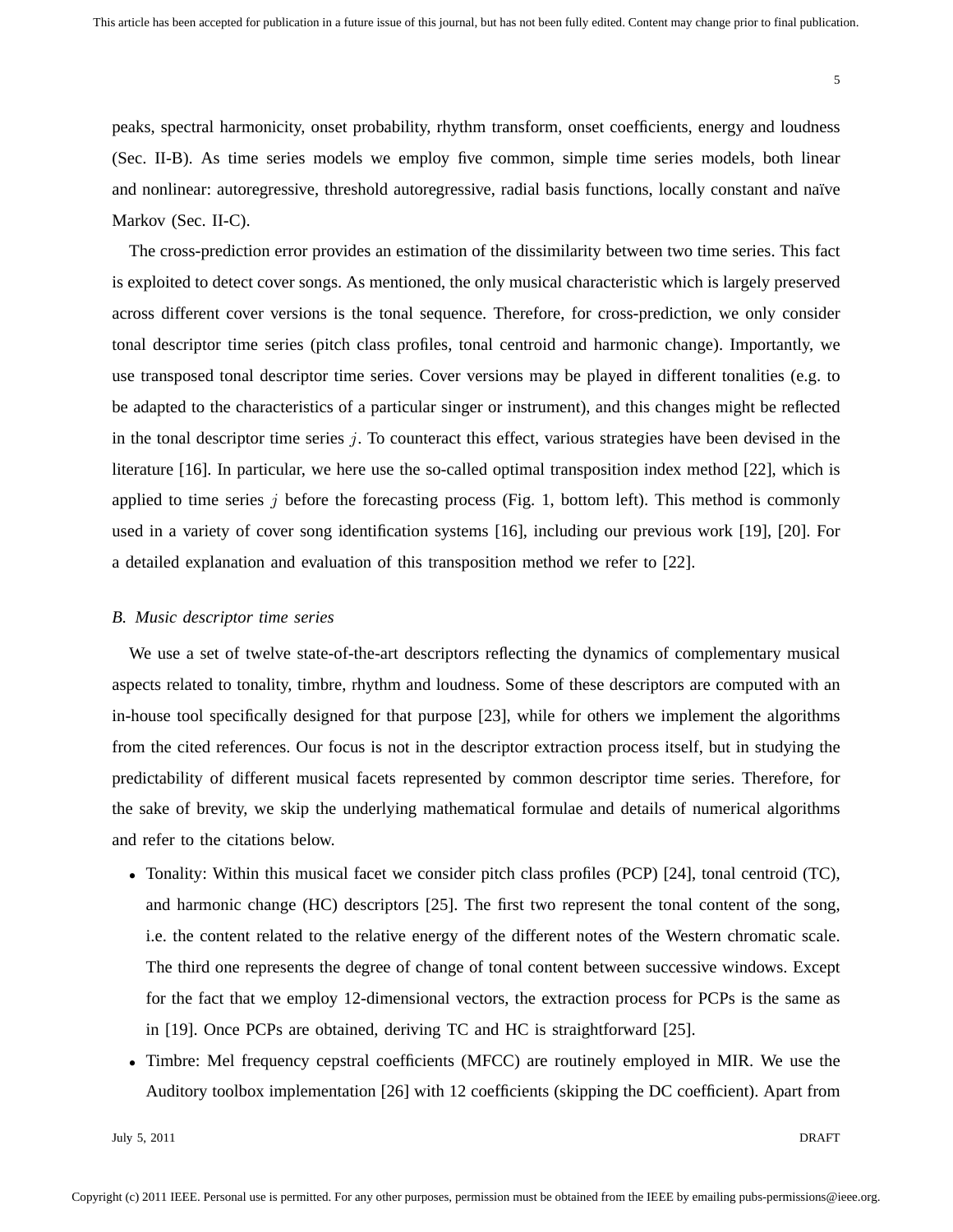peaks, spectral harmonicity, onset probability, rhythm transform, onset coefficients, energy and loudness (Sec. II-B). As time series models we employ five common, simple time series models, both linear and nonlinear: autoregressive, threshold autoregressive, radial basis functions, locally constant and naïve Markov (Sec. II-C).

The cross-prediction error provides an estimation of the dissimilarity between two time series. This fact is exploited to detect cover songs. As mentioned, the only musical characteristic which is largely preserved across different cover versions is the tonal sequence. Therefore, for cross-prediction, we only consider tonal descriptor time series (pitch class profiles, tonal centroid and harmonic change). Importantly, we use transposed tonal descriptor time series. Cover versions may be played in different tonalities (e.g. to be adapted to the characteristics of a particular singer or instrument), and this changes might be reflected in the tonal descriptor time series $j$. To counteract this effect, various strategies have been devised in the literature [16]. In particular, we here use the so-called optimal transposition index method [22], which is applied to time series $j$ before the forecasting process (Fig. 1, bottom left). This method is commonly used in a variety of cover song identification systems [16], including our previous work [19], [20]. For a detailed explanation and evaluation of this transposition method we refer to [22].

### *B. Music descriptor time series*

We use a set of twelve state-of-the-art descriptors reflecting the dynamics of complementary musical aspects related to tonality, timbre, rhythm and loudness. Some of these descriptors are computed with an in-house tool specifically designed for that purpose [23], while for others we implement the algorithms from the cited references. Our focus is not in the descriptor extraction process itself, but in studying the predictability of different musical facets represented by common descriptor time series. Therefore, for the sake of brevity, we skip the underlying mathematical formulae and details of numerical algorithms and refer to the citations below.

- Tonality: Within this musical facet we consider pitch class profiles (PCP) [24], tonal centroid (TC), and harmonic change (HC) descriptors [25]. The first two represent the tonal content of the song, i.e. the content related to the relative energy of the different notes of the Western chromatic scale. The third one represents the degree of change of tonal content between successive windows. Except for the fact that we employ 12-dimensional vectors, the extraction process for PCPs is the same as in [19]. Once PCPs are obtained, deriving TC and HC is straightforward [25].
- Timbre: Mel frequency cepstral coefficients (MFCC) are routinely employed in MIR. We use the Auditory toolbox implementation [26] with 12 coefficients (skipping the DC coefficient). Apart from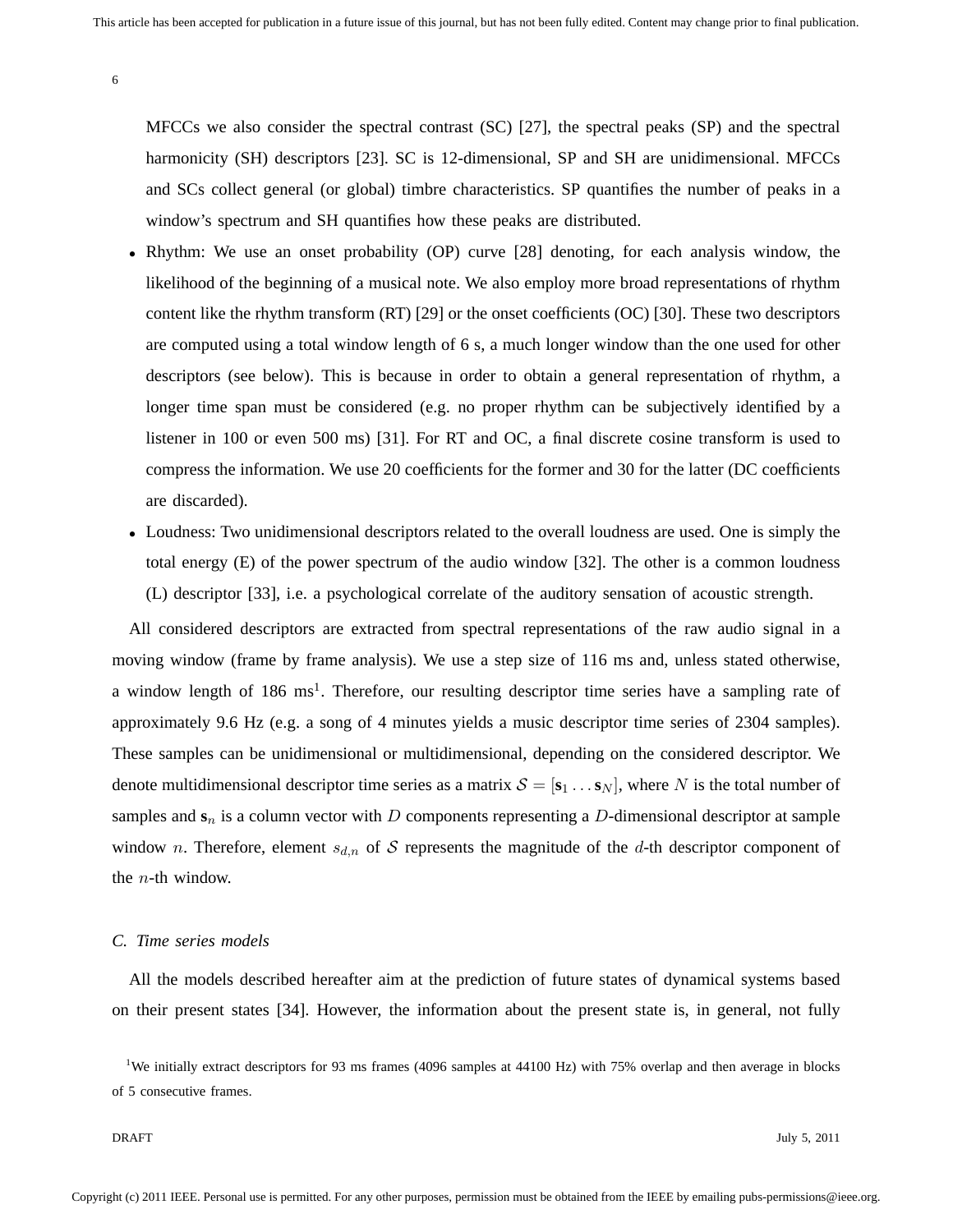MFCCs we also consider the spectral contrast (SC) [27], the spectral peaks (SP) and the spectral harmonicity (SH) descriptors [23]. SC is 12-dimensional, SP and SH are unidimensional. MFCCs and SCs collect general (or global) timbre characteristics. SP quantifies the number of peaks in a window's spectrum and SH quantifies how these peaks are distributed.

- Rhythm: We use an onset probability (OP) curve [28] denoting, for each analysis window, the likelihood of the beginning of a musical note. We also employ more broad representations of rhythm content like the rhythm transform (RT) [29] or the onset coefficients (OC) [30]. These two descriptors are computed using a total window length of 6 s, a much longer window than the one used for other descriptors (see below). This is because in order to obtain a general representation of rhythm, a longer time span must be considered (e.g. no proper rhythm can be subjectively identified by a listener in 100 or even 500 ms) [31]. For RT and OC, a final discrete cosine transform is used to compress the information. We use 20 coefficients for the former and 30 for the latter (DC coefficients are discarded).
- Loudness: Two unidimensional descriptors related to the overall loudness are used. One is simply the total energy (E) of the power spectrum of the audio window [32]. The other is a common loudness (L) descriptor [33], i.e. a psychological correlate of the auditory sensation of acoustic strength.

All considered descriptors are extracted from spectral representations of the raw audio signal in a moving window (frame by frame analysis). We use a step size of 116 ms and, unless stated otherwise, a window length of 186 ms[1]. Therefore, our resulting descriptor time series have a sampling rate of approximately 9.6 Hz (e.g. a song of 4 minutes yields a music descriptor time series of 2304 samples). These samples can be unidimensional or multidimensional, depending on the considered descriptor. We denote multidimensional descriptor time series as a matrix $\mathcal{S} = [\mathbf{s}_1 \dots \mathbf{s}_N]$, where $N$ is the total number of samples and $\mathbf{s}_n$ is a column vector with $D$ components representing a $D$-dimensional descriptor at sample window $n$. Therefore, element $s_{d,n}$ of $\mathcal{S}$ represents the magnitude of the $d$-th descriptor component of the $n$-th window.

### C. Time series models

All the models described hereafter aim at the prediction of future states of dynamical systems based on their present states [34]. However, the information about the present state is, in general, not fully

[1] We initially extract descriptors for 93 ms frames (4096 samples at 44100 Hz) with 75% overlap and then average in blocks of 5 consecutive frames.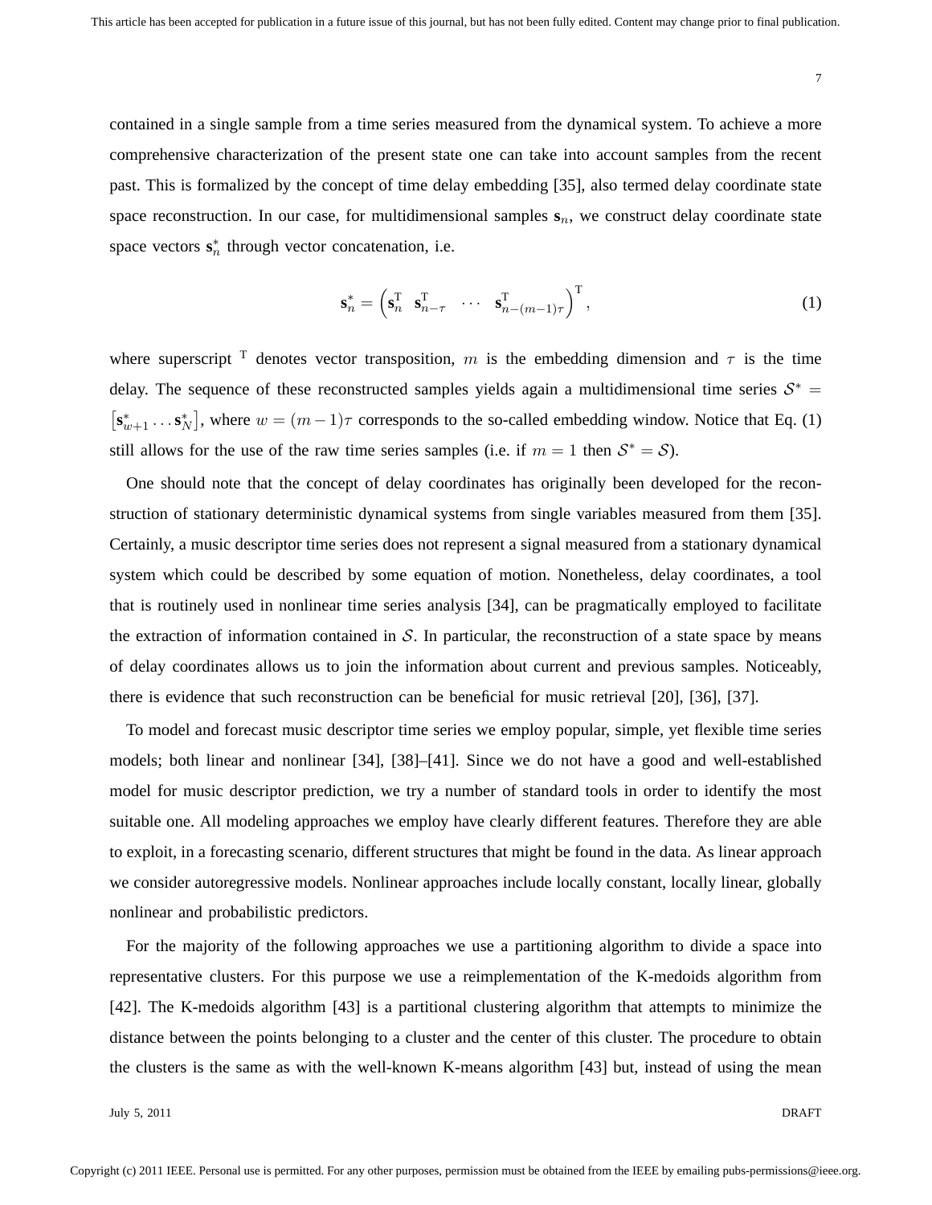contained in a single sample from a time series measured from the dynamical system. To achieve a more comprehensive characterization of the present state one can take into account samples from the recent past. This is formalized by the concept of time delay embedding [35], also termed delay coordinate state space reconstruction. In our case, for multidimensional samples $\mathbf{s}_n$, we construct delay coordinate state space vectors $\mathbf{s}^*_n$ through vector concatenation, i.e.

$$\mathbf{s}^*_n = \left( \mathbf{s}^{\mathrm{T}}_n \quad \mathbf{s}^{\mathrm{T}}_{n-\tau} \quad \cdots \quad \mathbf{s}^{\mathrm{T}}_{n-(m-1)\tau} \right)^{\mathrm{T}}, \tag{1}$$

where superscript $^{\mathrm{T}}$ denotes vector transposition, $m$ is the embedding dimension and $\tau$ is the time delay. The sequence of these reconstructed samples yields again a multidimensional time series $\mathcal{S}^* = \left[ \mathbf{s}^*_{w+1} \dots \mathbf{s}^*_N \right]$, where $w = (m-1)\tau$ corresponds to the so-called embedding window. Notice that Eq. (1) still allows for the use of the raw time series samples (i.e. if $m = 1$ then $\mathcal{S}^* = \mathcal{S}$).

One should note that the concept of delay coordinates has originally been developed for the reconstruction of stationary deterministic dynamical systems from single variables measured from them [35]. Certainly, a music descriptor time series does not represent a signal measured from a stationary dynamical system which could be described by some equation of motion. Nonetheless, delay coordinates, a tool that is routinely used in nonlinear time series analysis [34], can be pragmatically employed to facilitate the extraction of information contained in $\mathcal{S}$. In particular, the reconstruction of a state space by means of delay coordinates allows us to join the information about current and previous samples. Noticeably, there is evidence that such reconstruction can be beneficial for music retrieval [20], [36], [37].

To model and forecast music descriptor time series we employ popular, simple, yet flexible time series models; both linear and nonlinear [34], [38]–[41]. Since we do not have a good and well-established model for music descriptor prediction, we try a number of standard tools in order to identify the most suitable one. All modeling approaches we employ have clearly different features. Therefore they are able to exploit, in a forecasting scenario, different structures that might be found in the data. As linear approach we consider autoregressive models. Nonlinear approaches include locally constant, locally linear, globally nonlinear and probabilistic predictors.

For the majority of the following approaches we use a partitioning algorithm to divide a space into representative clusters. For this purpose we use a reimplementation of the K-medoids algorithm from [42]. The K-medoids algorithm [43] is a partitional clustering algorithm that attempts to minimize the distance between the points belonging to a cluster and the center of this cluster. The procedure to obtain the clusters is the same as with the well-known K-means algorithm [43] but, instead of using the mean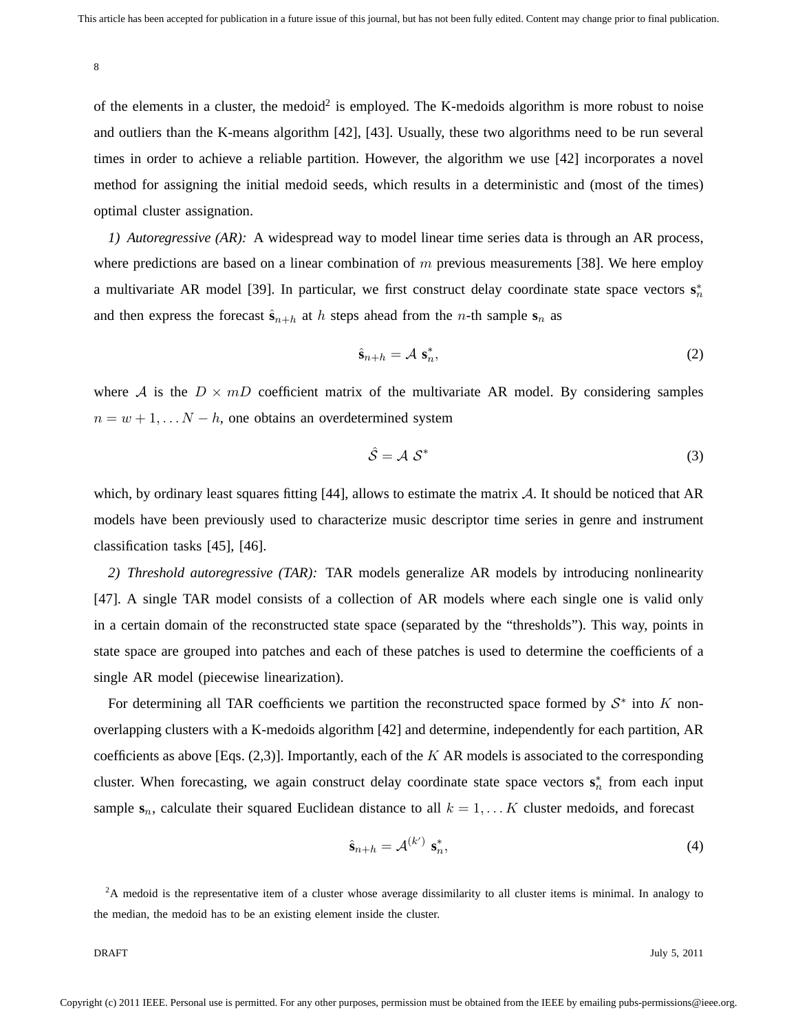of the elements in a cluster, the medoid[2] is employed. The K-medoids algorithm is more robust to noise and outliers than the K-means algorithm [42], [43]. Usually, these two algorithms need to be run several times in order to achieve a reliable partition. However, the algorithm we use [42] incorporates a novel method for assigning the initial medoid seeds, which results in a deterministic and (most of the times) optimal cluster assignation.

*1) Autoregressive (AR):* A widespread way to model linear time series data is through an AR process, where predictions are based on a linear combination of $m$ previous measurements [38]. We here employ a multivariate AR model [39]. In particular, we first construct delay coordinate state space vectors $\mathbf{s}_n^*$ and then express the forecast $\hat{\mathbf{s}}_{n+h}$ at $h$ steps ahead from the $n$-th sample $\mathbf{s}_n$ as

$$\hat{\mathbf{s}}_{n+h} = \mathcal{A}\ \mathbf{s}_n^*, \tag{2}$$

where $\mathcal{A}$ is the $D \times mD$ coefficient matrix of the multivariate AR model. By considering samples $n = w+1, \ldots N-h$, one obtains an overdetermined system

$$\hat{\mathcal{S}} = \mathcal{A}\ \mathcal{S}^* \tag{3}$$

which, by ordinary least squares fitting [44], allows to estimate the matrix $\mathcal{A}$. It should be noticed that AR models have been previously used to characterize music descriptor time series in genre and instrument classification tasks [45], [46].

*2) Threshold autoregressive (TAR):* TAR models generalize AR models by introducing nonlinearity [47]. A single TAR model consists of a collection of AR models where each single one is valid only in a certain domain of the reconstructed state space (separated by the "thresholds"). This way, points in state space are grouped into patches and each of these patches is used to determine the coefficients of a single AR model (piecewise linearization).

For determining all TAR coefficients we partition the reconstructed space formed by $\mathcal{S}^*$ into $K$ non-overlapping clusters with a K-medoids algorithm [42] and determine, independently for each partition, AR coefficients as above [Eqs. (2,3)]. Importantly, each of the $K$ AR models is associated to the corresponding cluster. When forecasting, we again construct delay coordinate state space vectors $\mathbf{s}_n^*$ from each input sample $\mathbf{s}_n$, calculate their squared Euclidean distance to all $k = 1, \ldots K$ cluster medoids, and forecast

$$\hat{\mathbf{s}}_{n+h} = \mathcal{A}^{(k')}\ \mathbf{s}_n^*, \tag{4}$$

[2] A medoid is the representative item of a cluster whose average dissimilarity to all cluster items is minimal. In analogy to the median, the medoid has to be an existing element inside the cluster.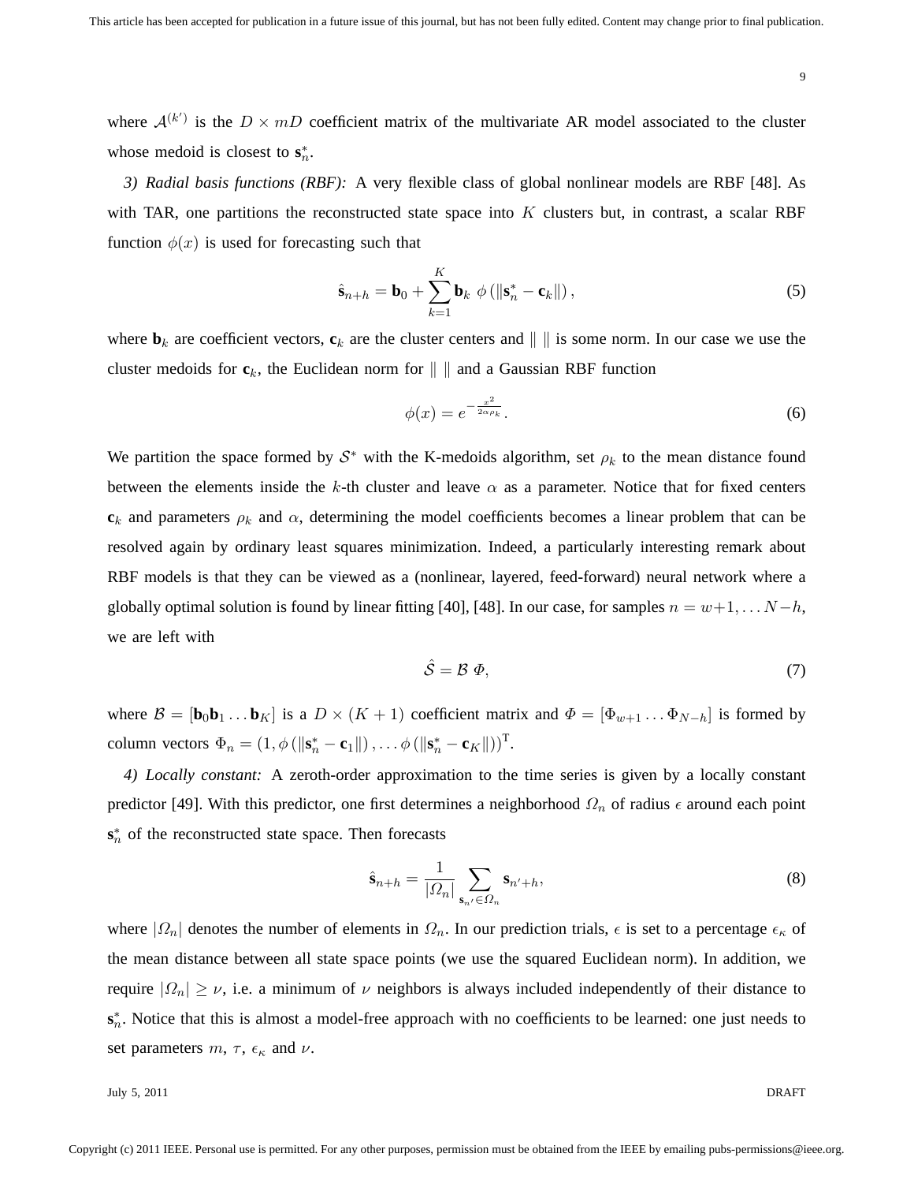where $\mathcal{A}^{(k')}$ is the $D \times mD$ coefficient matrix of the multivariate AR model associated to the cluster whose medoid is closest to $\mathbf{s}_n^*$.

*3) Radial basis functions (RBF):* A very flexible class of global nonlinear models are RBF [48]. As with TAR, one partitions the reconstructed state space into $K$ clusters but, in contrast, a scalar RBF function $\phi(x)$ is used for forecasting such that

$$\hat{\mathbf{s}}_{n+h} = \mathbf{b}_0 + \sum_{k=1}^{K} \mathbf{b}_k \; \phi\left(\|\mathbf{s}_n^* - \mathbf{c}_k\|\right), \tag{5}$$

where $\mathbf{b}_k$ are coefficient vectors, $\mathbf{c}_k$ are the cluster centers and $\| \; \|$ is some norm. In our case we use the cluster medoids for $\mathbf{c}_k$, the Euclidean norm for $\| \; \|$ and a Gaussian RBF function

$$\phi(x) = e^{-\frac{x^2}{2\alpha\rho_k}}. \tag{6}$$

We partition the space formed by $\mathcal{S}^*$ with the K-medoids algorithm, set $\rho_k$ to the mean distance found between the elements inside the $k$-th cluster and leave $\alpha$ as a parameter. Notice that for fixed centers $\mathbf{c}_k$ and parameters $\rho_k$ and $\alpha$, determining the model coefficients becomes a linear problem that can be resolved again by ordinary least squares minimization. Indeed, a particularly interesting remark about RBF models is that they can be viewed as a (nonlinear, layered, feed-forward) neural network where a globally optimal solution is found by linear fitting [40], [48]. In our case, for samples $n = w+1, \ldots N-h$, we are left with

$$\hat{\mathcal{S}} = \mathcal{B} \; \mathit{\Phi}, \tag{7}$$

where $\mathcal{B} = [\mathbf{b}_0\mathbf{b}_1 \ldots \mathbf{b}_K]$ is a $D \times (K+1)$ coefficient matrix and $\mathit{\Phi} = [\Phi_{w+1} \ldots \Phi_{N-h}]$ is formed by column vectors $\Phi_n = \left(1, \phi\left(\|\mathbf{s}_n^* - \mathbf{c}_1\|\right), \ldots \phi\left(\|\mathbf{s}_n^* - \mathbf{c}_K\|\right)\right)^{\mathrm{T}}$.

*4) Locally constant:* A zeroth-order approximation to the time series is given by a locally constant predictor [49]. With this predictor, one first determines a neighborhood $\mathit{\Omega}_n$ of radius $\epsilon$ around each point $\mathbf{s}_n^*$ of the reconstructed state space. Then forecasts

$$\hat{\mathbf{s}}_{n+h} = \frac{1}{|\mathit{\Omega}_n|} \sum_{\mathbf{s}_{n'} \in \mathit{\Omega}_n} \mathbf{s}_{n'+h}, \tag{8}$$

where $|\mathit{\Omega}_n|$ denotes the number of elements in $\mathit{\Omega}_n$. In our prediction trials, $\epsilon$ is set to a percentage $\epsilon_\kappa$ of the mean distance between all state space points (we use the squared Euclidean norm). In addition, we require $|\mathit{\Omega}_n| \geq \nu$, i.e. a minimum of $\nu$ neighbors is always included independently of their distance to $\mathbf{s}_n^*$. Notice that this is almost a model-free approach with no coefficients to be learned: one just needs to set parameters $m$, $\tau$, $\epsilon_\kappa$ and $\nu$.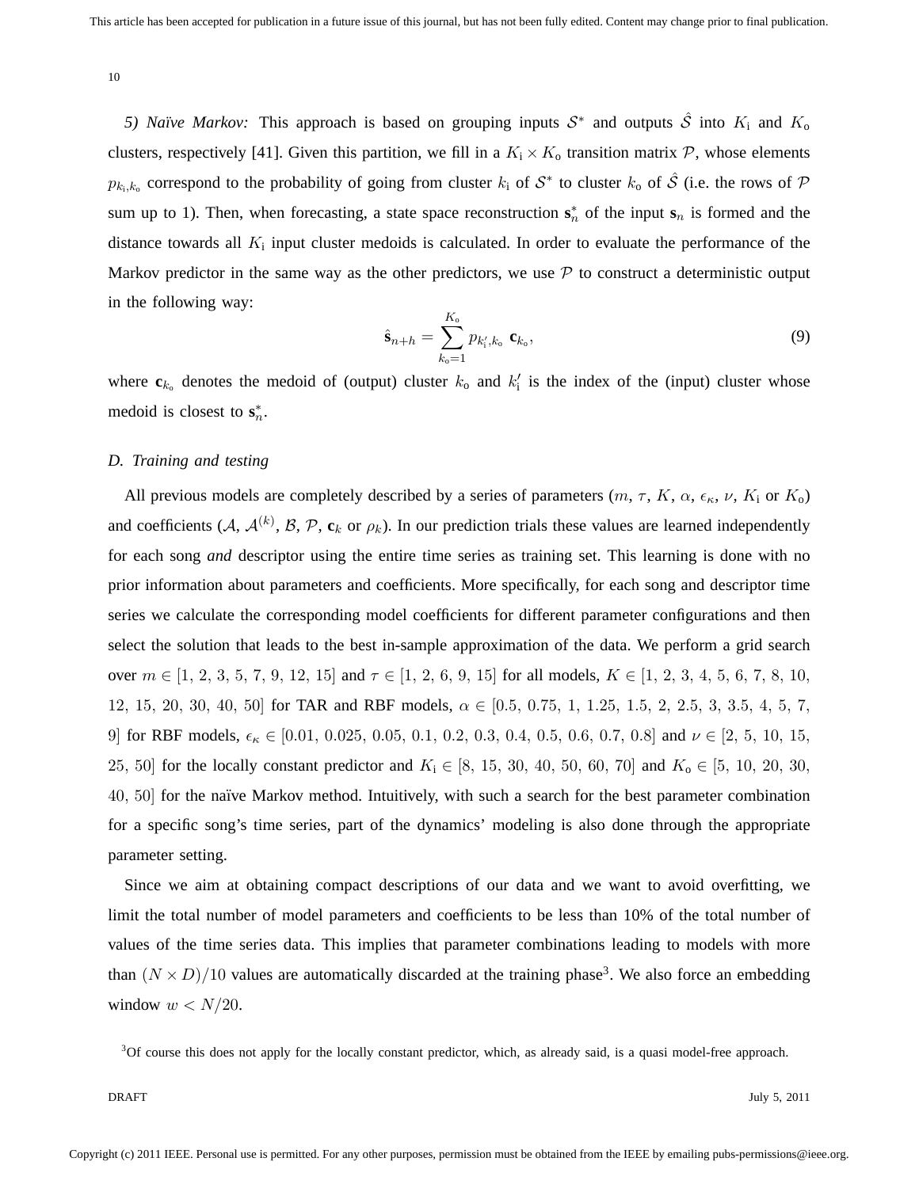*5) Naïve Markov:* This approach is based on grouping inputs $\mathcal{S}^*$ and outputs $\hat{\mathcal{S}}$ into $K_\mathrm{i}$ and $K_\mathrm{o}$ clusters, respectively [41]. Given this partition, we fill in a $K_\mathrm{i} \times K_\mathrm{o}$ transition matrix $\mathcal{P}$, whose elements $p_{k_\mathrm{i},k_\mathrm{o}}$ correspond to the probability of going from cluster $k_\mathrm{i}$ of $\mathcal{S}^*$ to cluster $k_\mathrm{o}$ of $\hat{\mathcal{S}}$ (i.e. the rows of $\mathcal{P}$ sum up to 1). Then, when forecasting, a state space reconstruction $\mathbf{s}^*_n$ of the input $\mathbf{s}_n$ is formed and the distance towards all $K_\mathrm{i}$ input cluster medoids is calculated. In order to evaluate the performance of the Markov predictor in the same way as the other predictors, we use $\mathcal{P}$ to construct a deterministic output in the following way:

$$\hat{\mathbf{s}}_{n+h} = \sum_{k_\mathrm{o}=1}^{K_\mathrm{o}} p_{k'_\mathrm{i},k_\mathrm{o}} \, \mathbf{c}_{k_\mathrm{o}}, \tag{9}$$

where $\mathbf{c}_{k_\mathrm{o}}$ denotes the medoid of (output) cluster $k_\mathrm{o}$ and $k'_\mathrm{i}$ is the index of the (input) cluster whose medoid is closest to $\mathbf{s}^*_n$.

### D. Training and testing

All previous models are completely described by a series of parameters ($m$, $\tau$, $K$, $\alpha$, $\epsilon_\kappa$, $\nu$, $K_\mathrm{i}$ or $K_\mathrm{o}$) and coefficients ($\mathcal{A}$, $\mathcal{A}^{(k)}$, $\mathcal{B}$, $\mathcal{P}$, $\mathbf{c}_k$ or $\rho_k$). In our prediction trials these values are learned independently for each song *and* descriptor using the entire time series as training set. This learning is done with no prior information about parameters and coefficients. More specifically, for each song and descriptor time series we calculate the corresponding model coefficients for different parameter configurations and then select the solution that leads to the best in-sample approximation of the data. We perform a grid search over $m \in [1, 2, 3, 5, 7, 9, 12, 15]$ and $\tau \in [1, 2, 6, 9, 15]$ for all models, $K \in [1, 2, 3, 4, 5, 6, 7, 8, 10, 12, 15, 20, 30, 40, 50]$ for TAR and RBF models, $\alpha \in [0.5, 0.75, 1, 1.25, 1.5, 2, 2.5, 3, 3.5, 4, 5, 7, 9]$ for RBF models, $\epsilon_\kappa \in [0.01, 0.025, 0.05, 0.1, 0.2, 0.3, 0.4, 0.5, 0.6, 0.7, 0.8]$ and $\nu \in [2, 5, 10, 15, 25, 50]$ for the locally constant predictor and $K_\mathrm{i} \in [8, 15, 30, 40, 50, 60, 70]$ and $K_\mathrm{o} \in [5, 10, 20, 30, 40, 50]$ for the naïve Markov method. Intuitively, with such a search for the best parameter combination for a specific song's time series, part of the dynamics' modeling is also done through the appropriate parameter setting.

Since we aim at obtaining compact descriptions of our data and we want to avoid overfitting, we limit the total number of model parameters and coefficients to be less than 10% of the total number of values of the time series data. This implies that parameter combinations leading to models with more than $(N \times D)/10$ values are automatically discarded at the training phase[3]. We also force an embedding window $w < N/20$.

[3] Of course this does not apply for the locally constant predictor, which, as already said, is a quasi model-free approach.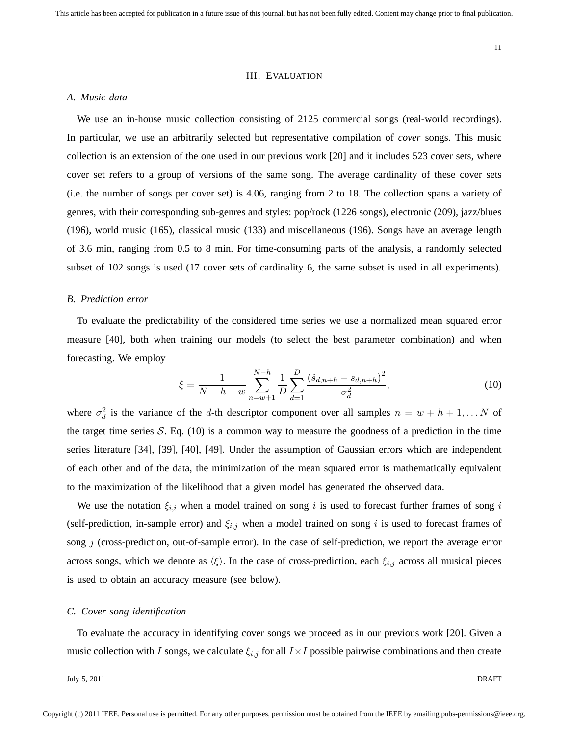## III. Evaluation

### A. Music data

We use an in-house music collection consisting of 2125 commercial songs (real-world recordings). In particular, we use an arbitrarily selected but representative compilation of *cover* songs. This music collection is an extension of the one used in our previous work [20] and it includes 523 cover sets, where cover set refers to a group of versions of the same song. The average cardinality of these cover sets (i.e. the number of songs per cover set) is 4.06, ranging from 2 to 18. The collection spans a variety of genres, with their corresponding sub-genres and styles: pop/rock (1226 songs), electronic (209), jazz/blues (196), world music (165), classical music (133) and miscellaneous (196). Songs have an average length of 3.6 min, ranging from 0.5 to 8 min. For time-consuming parts of the analysis, a randomly selected subset of 102 songs is used (17 cover sets of cardinality 6, the same subset is used in all experiments).

### B. Prediction error

To evaluate the predictability of the considered time series we use a normalized mean squared error measure [40], both when training our models (to select the best parameter combination) and when forecasting. We employ

$$\xi = \frac{1}{N-h-w} \sum_{n=w+1}^{N-h} \frac{1}{D} \sum_{d=1}^{D} \frac{\left(\hat{s}_{d,n+h} - s_{d,n+h}\right)^2}{\sigma_d^2}, \tag{10}$$

where $\sigma_d^2$ is the variance of the $d$-th descriptor component over all samples $n = w+h+1, \dots N$ of the target time series $\mathcal{S}$. Eq. (10) is a common way to measure the goodness of a prediction in the time series literature [34], [39], [40], [49]. Under the assumption of Gaussian errors which are independent of each other and of the data, the minimization of the mean squared error is mathematically equivalent to the maximization of the likelihood that a given model has generated the observed data.

We use the notation $\xi_{i,i}$ when a model trained on song $i$ is used to forecast further frames of song $i$ (self-prediction, in-sample error) and $\xi_{i,j}$ when a model trained on song $i$ is used to forecast frames of song $j$ (cross-prediction, out-of-sample error). In the case of self-prediction, we report the average error across songs, which we denote as $\langle \xi \rangle$. In the case of cross-prediction, each $\xi_{i,j}$ across all musical pieces is used to obtain an accuracy measure (see below).

### C. Cover song identification

To evaluate the accuracy in identifying cover songs we proceed as in our previous work [20]. Given a music collection with $I$ songs, we calculate $\xi_{i,j}$ for all $I \times I$ possible pairwise combinations and then create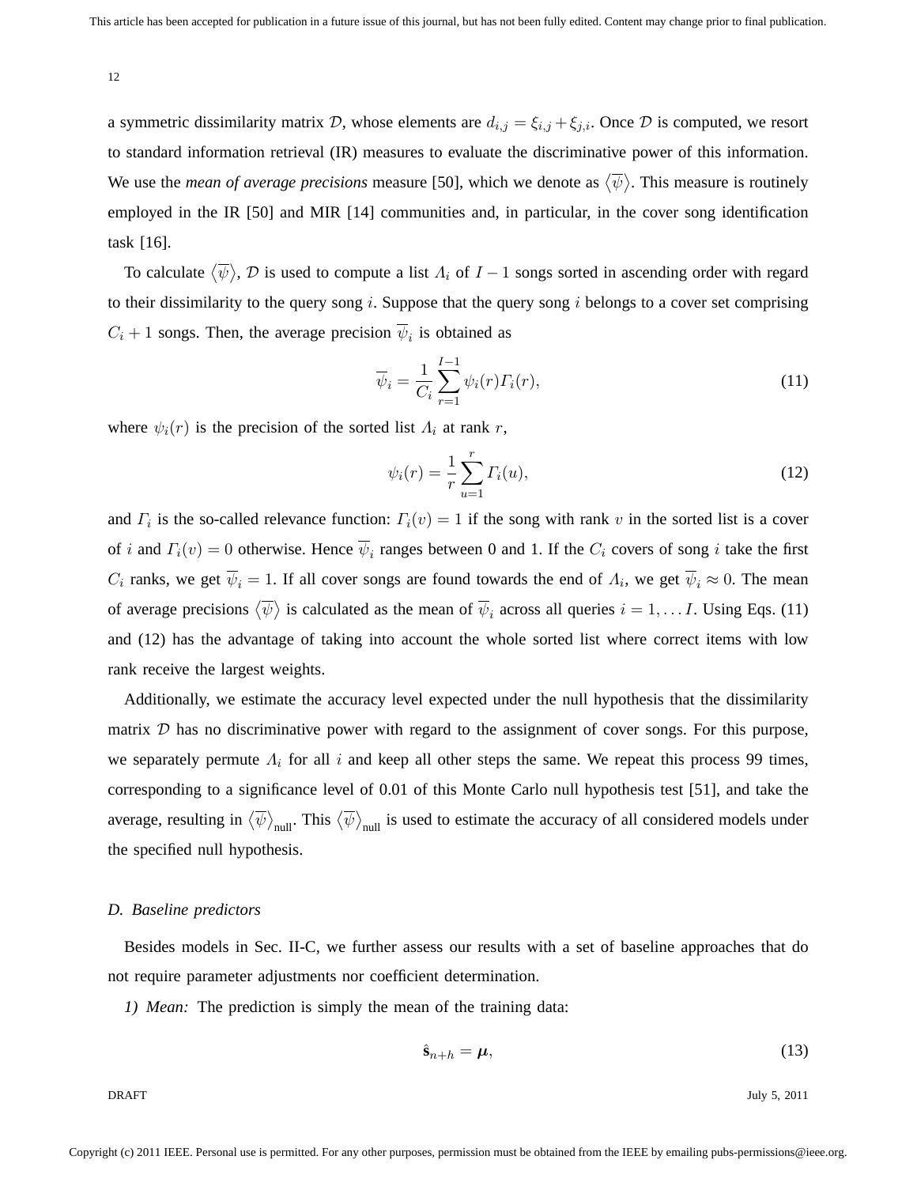a symmetric dissimilarity matrix $\mathcal{D}$, whose elements are $d_{i,j} = \xi_{i,j} + \xi_{j,i}$. Once $\mathcal{D}$ is computed, we resort to standard information retrieval (IR) measures to evaluate the discriminative power of this information. We use the *mean of average precisions* measure [50], which we denote as $\langle\overline{\psi}\rangle$. This measure is routinely employed in the IR [50] and MIR [14] communities and, in particular, in the cover song identification task [16].

To calculate $\langle\overline{\psi}\rangle$, $\mathcal{D}$ is used to compute a list $\Lambda_i$ of $I-1$ songs sorted in ascending order with regard to their dissimilarity to the query song $i$. Suppose that the query song $i$ belongs to a cover set comprising $C_i + 1$ songs. Then, the average precision $\overline{\psi}_i$ is obtained as

$$\overline{\psi}_i = \frac{1}{C_i} \sum_{r=1}^{I-1} \psi_i(r) \Gamma_i(r), \tag{11}$$

where $\psi_i(r)$ is the precision of the sorted list $\Lambda_i$ at rank $r$,

$$\psi_i(r) = \frac{1}{r} \sum_{u=1}^{r} \Gamma_i(u), \tag{12}$$

and $\Gamma_i$ is the so-called relevance function: $\Gamma_i(v) = 1$ if the song with rank $v$ in the sorted list is a cover of $i$ and $\Gamma_i(v) = 0$ otherwise. Hence $\overline{\psi}_i$ ranges between 0 and 1. If the $C_i$ covers of song $i$ take the first $C_i$ ranks, we get $\overline{\psi}_i = 1$. If all cover songs are found towards the end of $\Lambda_i$, we get $\overline{\psi}_i \approx 0$. The mean of average precisions $\langle\overline{\psi}\rangle$ is calculated as the mean of $\overline{\psi}_i$ across all queries $i = 1, \ldots I$. Using Eqs. (11) and (12) has the advantage of taking into account the whole sorted list where correct items with low rank receive the largest weights.

Additionally, we estimate the accuracy level expected under the null hypothesis that the dissimilarity matrix $\mathcal{D}$ has no discriminative power with regard to the assignment of cover songs. For this purpose, we separately permute $\Lambda_i$ for all $i$ and keep all other steps the same. We repeat this process 99 times, corresponding to a significance level of 0.01 of this Monte Carlo null hypothesis test [51], and take the average, resulting in $\langle\overline{\psi}\rangle_{\text{null}}$. This $\langle\overline{\psi}\rangle_{\text{null}}$ is used to estimate the accuracy of all considered models under the specified null hypothesis.

### D. Baseline predictors

Besides models in Sec. II-C, we further assess our results with a set of baseline approaches that do not require parameter adjustments nor coefficient determination.

*1) Mean:* The prediction is simply the mean of the training data:

$$\hat{\mathbf{s}}_{n+h} = \boldsymbol{\mu}, \tag{13}$$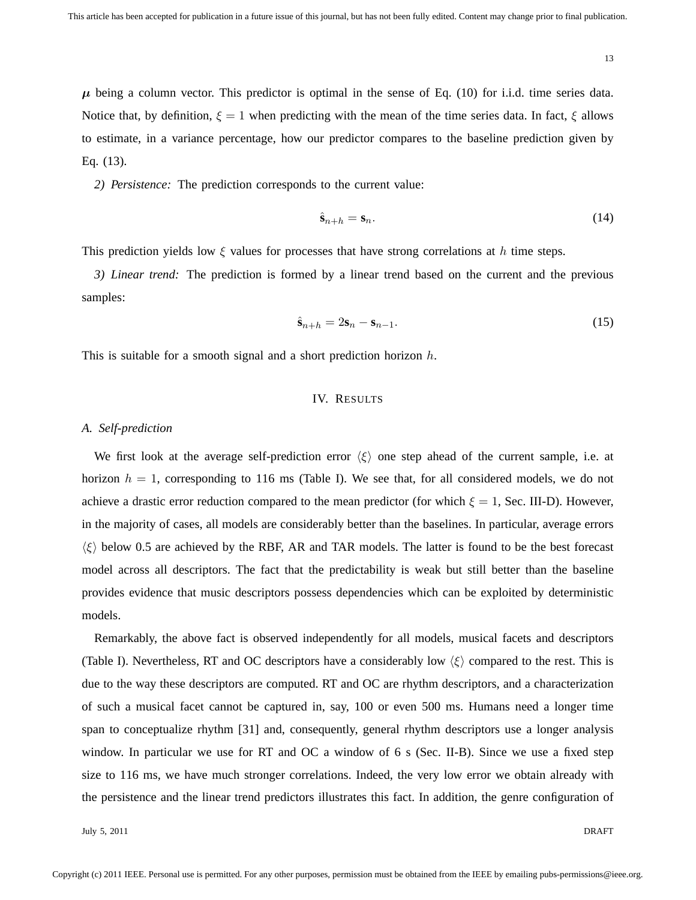$\boldsymbol{\mu}$ being a column vector. This predictor is optimal in the sense of Eq. (10) for i.i.d. time series data. Notice that, by definition, $\xi = 1$ when predicting with the mean of the time series data. In fact, $\xi$ allows to estimate, in a variance percentage, how our predictor compares to the baseline prediction given by Eq. (13).

*2) Persistence:* The prediction corresponds to the current value:

$$\hat{\mathbf{s}}_{n+h} = \mathbf{s}_n. \tag{14}$$

This prediction yields low $\xi$ values for processes that have strong correlations at $h$ time steps.

*3) Linear trend:* The prediction is formed by a linear trend based on the current and the previous samples:

$$\hat{\mathbf{s}}_{n+h} = 2\mathbf{s}_n - \mathbf{s}_{n-1}. \tag{15}$$

This is suitable for a smooth signal and a short prediction horizon $h$.

## IV. Results

### A. Self-prediction

We first look at the average self-prediction error $\langle \xi \rangle$ one step ahead of the current sample, i.e. at horizon $h = 1$, corresponding to 116 ms (Table I). We see that, for all considered models, we do not achieve a drastic error reduction compared to the mean predictor (for which $\xi = 1$, Sec. III-D). However, in the majority of cases, all models are considerably better than the baselines. In particular, average errors $\langle \xi \rangle$ below 0.5 are achieved by the RBF, AR and TAR models. The latter is found to be the best forecast model across all descriptors. The fact that the predictability is weak but still better than the baseline provides evidence that music descriptors possess dependencies which can be exploited by deterministic models.

Remarkably, the above fact is observed independently for all models, musical facets and descriptors (Table I). Nevertheless, RT and OC descriptors have a considerably low $\langle \xi \rangle$ compared to the rest. This is due to the way these descriptors are computed. RT and OC are rhythm descriptors, and a characterization of such a musical facet cannot be captured in, say, 100 or even 500 ms. Humans need a longer time span to conceptualize rhythm [31] and, consequently, general rhythm descriptors use a longer analysis window. In particular we use for RT and OC a window of 6 s (Sec. II-B). Since we use a fixed step size to 116 ms, we have much stronger correlations. Indeed, the very low error we obtain already with the persistence and the linear trend predictors illustrates this fact. In addition, the genre configuration of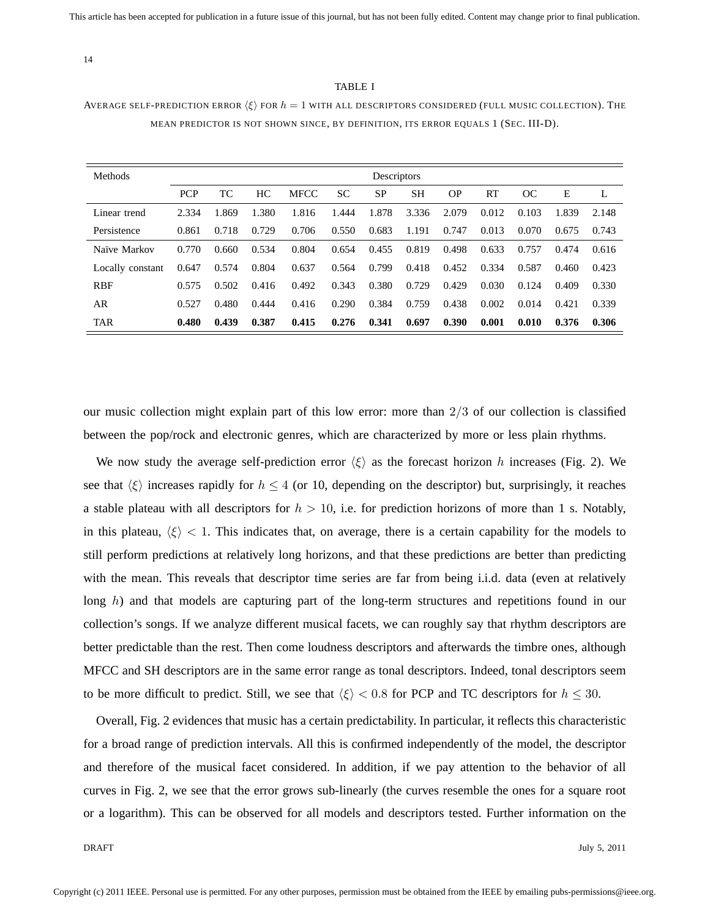TABLE I

AVERAGE SELF-PREDICTION ERROR $\langle \xi \rangle$ FOR $h = 1$ WITH ALL DESCRIPTORS CONSIDERED (FULL MUSIC COLLECTION). THE MEAN PREDICTOR IS NOT SHOWN SINCE, BY DEFINITION, ITS ERROR EQUALS 1 (SEC. III-D).

| Methods | Descriptors | | | | | | | | | | | |
|---|---|---|---|---|---|---|---|---|---|---|---|---|
| | PCP | TC | HC | MFCC | SC | SP | SH | OP | RT | OC | E | L |
| Linear trend | 2.334 | 1.869 | 1.380 | 1.816 | 1.444 | 1.878 | 3.336 | 2.079 | 0.012 | 0.103 | 1.839 | 2.148 |
| Persistence | 0.861 | 0.718 | 0.729 | 0.706 | 0.550 | 0.683 | 1.191 | 0.747 | 0.013 | 0.070 | 0.675 | 0.743 |
| Naïve Markov | 0.770 | 0.660 | 0.534 | 0.804 | 0.654 | 0.455 | 0.819 | 0.498 | 0.633 | 0.757 | 0.474 | 0.616 |
| Locally constant | 0.647 | 0.574 | 0.804 | 0.637 | 0.564 | 0.799 | 0.418 | 0.452 | 0.334 | 0.587 | 0.460 | 0.423 |
| RBF | 0.575 | 0.502 | 0.416 | 0.492 | 0.343 | 0.380 | 0.729 | 0.429 | 0.030 | 0.124 | 0.409 | 0.330 |
| AR | 0.527 | 0.480 | 0.444 | 0.416 | 0.290 | 0.384 | 0.759 | 0.438 | 0.002 | 0.014 | 0.421 | 0.339 |
| TAR | **0.480** | **0.439** | **0.387** | **0.415** | **0.276** | **0.341** | **0.697** | **0.390** | **0.001** | **0.010** | **0.376** | **0.306** |

our music collection might explain part of this low error: more than $2/3$ of our collection is classified between the pop/rock and electronic genres, which are characterized by more or less plain rhythms.

We now study the average self-prediction error $\langle \xi \rangle$ as the forecast horizon $h$ increases (Fig. 2). We see that $\langle \xi \rangle$ increases rapidly for $h \leq 4$ (or 10, depending on the descriptor) but, surprisingly, it reaches a stable plateau with all descriptors for $h > 10$, i.e. for prediction horizons of more than 1 s. Notably, in this plateau, $\langle \xi \rangle < 1$. This indicates that, on average, there is a certain capability for the models to still perform predictions at relatively long horizons, and that these predictions are better than predicting with the mean. This reveals that descriptor time series are far from being i.i.d. data (even at relatively long $h$) and that models are capturing part of the long-term structures and repetitions found in our collection's songs. If we analyze different musical facets, we can roughly say that rhythm descriptors are better predictable than the rest. Then come loudness descriptors and afterwards the timbre ones, although MFCC and SH descriptors are in the same error range as tonal descriptors. Indeed, tonal descriptors seem to be more difficult to predict. Still, we see that $\langle \xi \rangle < 0.8$ for PCP and TC descriptors for $h \leq 30$.

Overall, Fig. 2 evidences that music has a certain predictability. In particular, it reflects this characteristic for a broad range of prediction intervals. All this is confirmed independently of the model, the descriptor and therefore of the musical facet considered. In addition, if we pay attention to the behavior of all curves in Fig. 2, we see that the error grows sub-linearly (the curves resemble the ones for a square root or a logarithm). This can be observed for all models and descriptors tested. Further information on the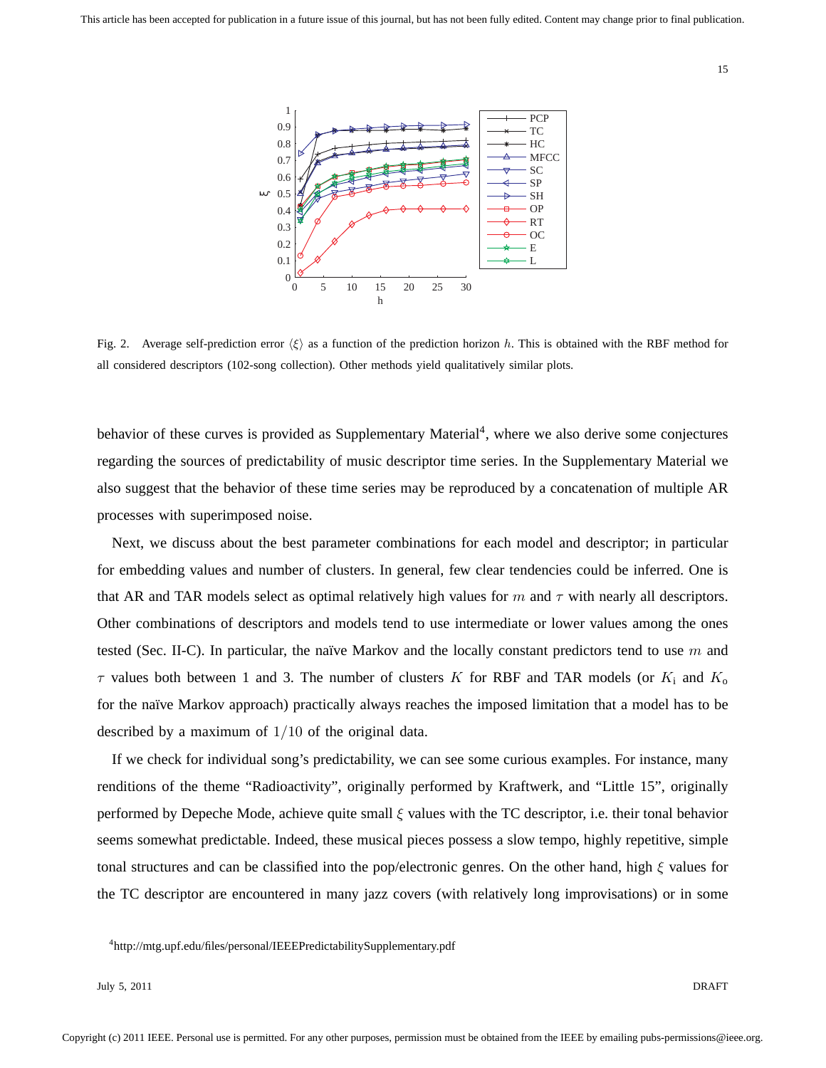Fig. 2. Average self-prediction error $\langle\xi\rangle$ as a function of the prediction horizon $h$. This is obtained with the RBF method for all considered descriptors (102-song collection). Other methods yield qualitatively similar plots.

behavior of these curves is provided as Supplementary Material[4], where we also derive some conjectures regarding the sources of predictability of music descriptor time series. In the Supplementary Material we also suggest that the behavior of these time series may be reproduced by a concatenation of multiple AR processes with superimposed noise.

Next, we discuss about the best parameter combinations for each model and descriptor; in particular for embedding values and number of clusters. In general, few clear tendencies could be inferred. One is that AR and TAR models select as optimal relatively high values for $m$ and $\tau$ with nearly all descriptors. Other combinations of descriptors and models tend to use intermediate or lower values among the ones tested (Sec. II-C). In particular, the naïve Markov and the locally constant predictors tend to use $m$ and $\tau$ values both between 1 and 3. The number of clusters $K$ for RBF and TAR models (or $K_{\mathrm{i}}$ and $K_{\mathrm{o}}$ for the naïve Markov approach) practically always reaches the imposed limitation that a model has to be described by a maximum of $1/10$ of the original data.

If we check for individual song's predictability, we can see some curious examples. For instance, many renditions of the theme "Radioactivity", originally performed by Kraftwerk, and "Little 15", originally performed by Depeche Mode, achieve quite small $\xi$ values with the TC descriptor, i.e. their tonal behavior seems somewhat predictable. Indeed, these musical pieces possess a slow tempo, highly repetitive, simple tonal structures and can be classified into the pop/electronic genres. On the other hand, high $\xi$ values for the TC descriptor are encountered in many jazz covers (with relatively long improvisations) or in some

[4]http://mtg.upf.edu/files/personal/IEEEPredictabilitySupplementary.pdf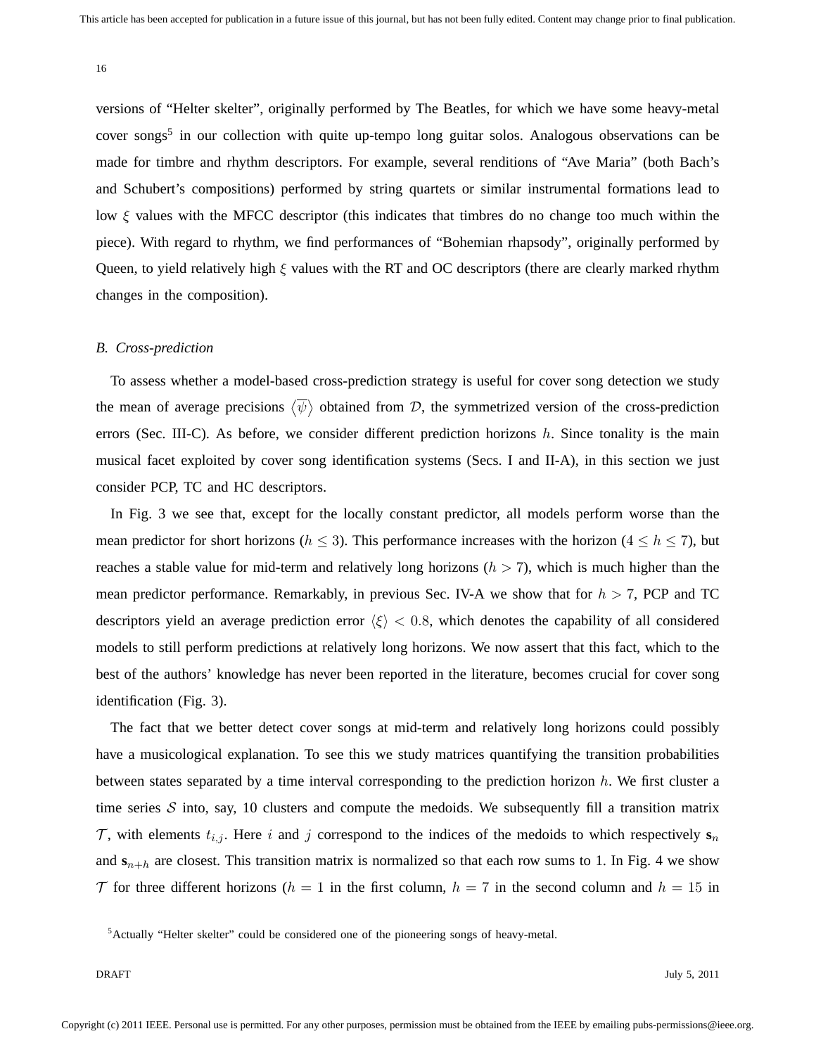versions of “Helter skelter”, originally performed by The Beatles, for which we have some heavy-metal cover songs[5] in our collection with quite up-tempo long guitar solos. Analogous observations can be made for timbre and rhythm descriptors. For example, several renditions of “Ave Maria” (both Bach’s and Schubert’s compositions) performed by string quartets or similar instrumental formations lead to low $\xi$ values with the MFCC descriptor (this indicates that timbres do no change too much within the piece). With regard to rhythm, we find performances of “Bohemian rhapsody”, originally performed by Queen, to yield relatively high $\xi$ values with the RT and OC descriptors (there are clearly marked rhythm changes in the composition).

### *B. Cross-prediction*

To assess whether a model-based cross-prediction strategy is useful for cover song detection we study the mean of average precisions $\langle\overline{\psi}\rangle$ obtained from $\mathcal{D}$, the symmetrized version of the cross-prediction errors (Sec. III-C). As before, we consider different prediction horizons $h$. Since tonality is the main musical facet exploited by cover song identification systems (Secs. I and II-A), in this section we just consider PCP, TC and HC descriptors.

In Fig. 3 we see that, except for the locally constant predictor, all models perform worse than the mean predictor for short horizons ($h \leq 3$). This performance increases with the horizon ($4 \leq h \leq 7$), but reaches a stable value for mid-term and relatively long horizons ($h > 7$), which is much higher than the mean predictor performance. Remarkably, in previous Sec. IV-A we show that for $h > 7$, PCP and TC descriptors yield an average prediction error $\langle\xi\rangle < 0.8$, which denotes the capability of all considered models to still perform predictions at relatively long horizons. We now assert that this fact, which to the best of the authors’ knowledge has never been reported in the literature, becomes crucial for cover song identification (Fig. 3).

The fact that we better detect cover songs at mid-term and relatively long horizons could possibly have a musicological explanation. To see this we study matrices quantifying the transition probabilities between states separated by a time interval corresponding to the prediction horizon $h$. We first cluster a time series $\mathcal{S}$ into, say, 10 clusters and compute the medoids. We subsequently fill a transition matrix $\mathcal{T}$, with elements $t_{i,j}$. Here $i$ and $j$ correspond to the indices of the medoids to which respectively $\mathbf{s}_n$ and $\mathbf{s}_{n+h}$ are closest. This transition matrix is normalized so that each row sums to 1. In Fig. 4 we show $\mathcal{T}$ for three different horizons ($h = 1$ in the first column, $h = 7$ in the second column and $h = 15$ in

[5] Actually “Helter skelter” could be considered one of the pioneering songs of heavy-metal.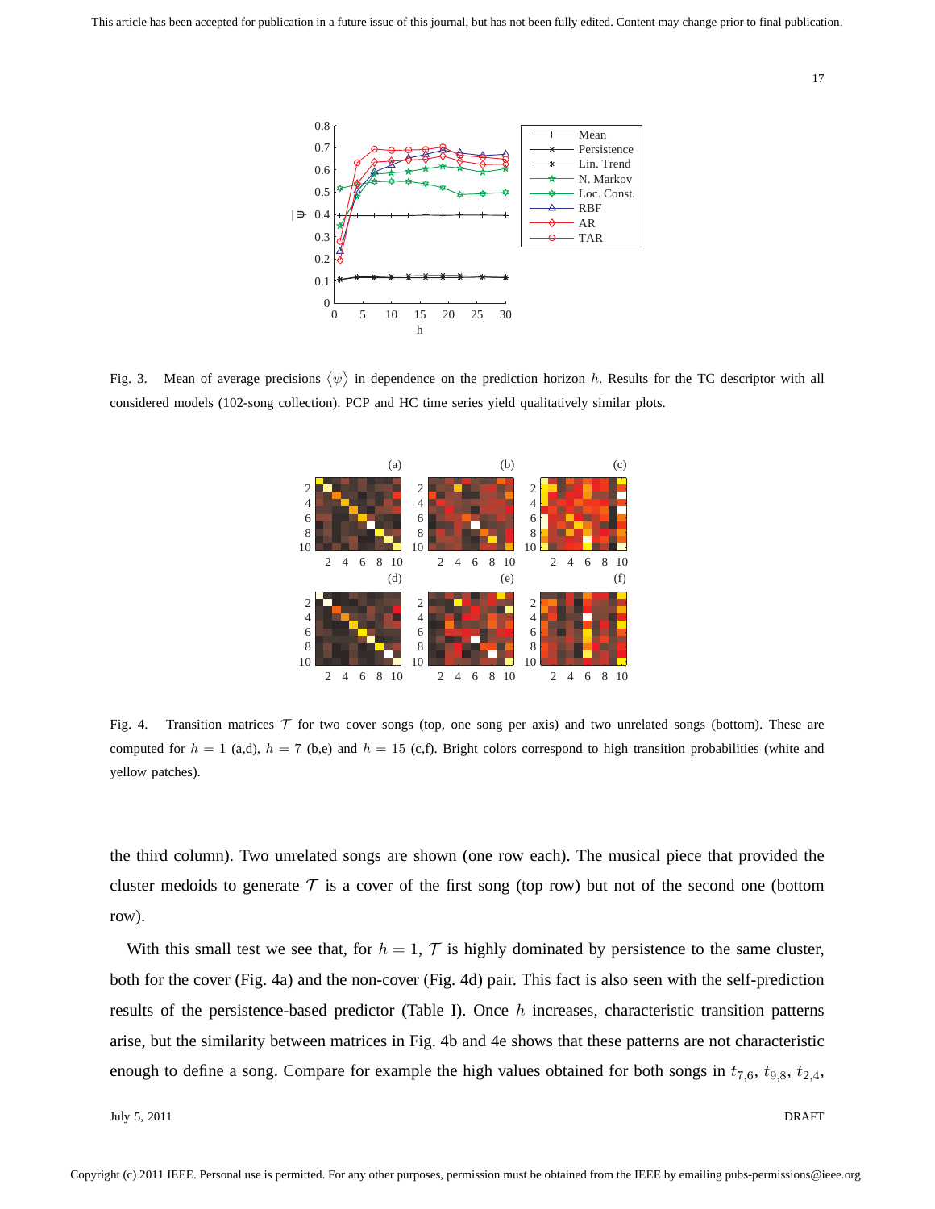Fig. 3. Mean of average precisions $\langle\overline{\psi}\rangle$ in dependence on the prediction horizon $h$. Results for the TC descriptor with all considered models (102-song collection). PCP and HC time series yield qualitatively similar plots.

Fig. 4. Transition matrices $\mathcal{T}$ for two cover songs (top, one song per axis) and two unrelated songs (bottom). These are computed for $h = 1$ (a,d), $h = 7$ (b,e) and $h = 15$ (c,f). Bright colors correspond to high transition probabilities (white and yellow patches).

the third column). Two unrelated songs are shown (one row each). The musical piece that provided the cluster medoids to generate $\mathcal{T}$ is a cover of the first song (top row) but not of the second one (bottom row).

With this small test we see that, for $h = 1$, $\mathcal{T}$ is highly dominated by persistence to the same cluster, both for the cover (Fig. 4a) and the non-cover (Fig. 4d) pair. This fact is also seen with the self-prediction results of the persistence-based predictor (Table I). Once $h$ increases, characteristic transition patterns arise, but the similarity between matrices in Fig. 4b and 4e shows that these patterns are not characteristic enough to define a song. Compare for example the high values obtained for both songs in $t_{7,6}$, $t_{9,8}$, $t_{2,4}$,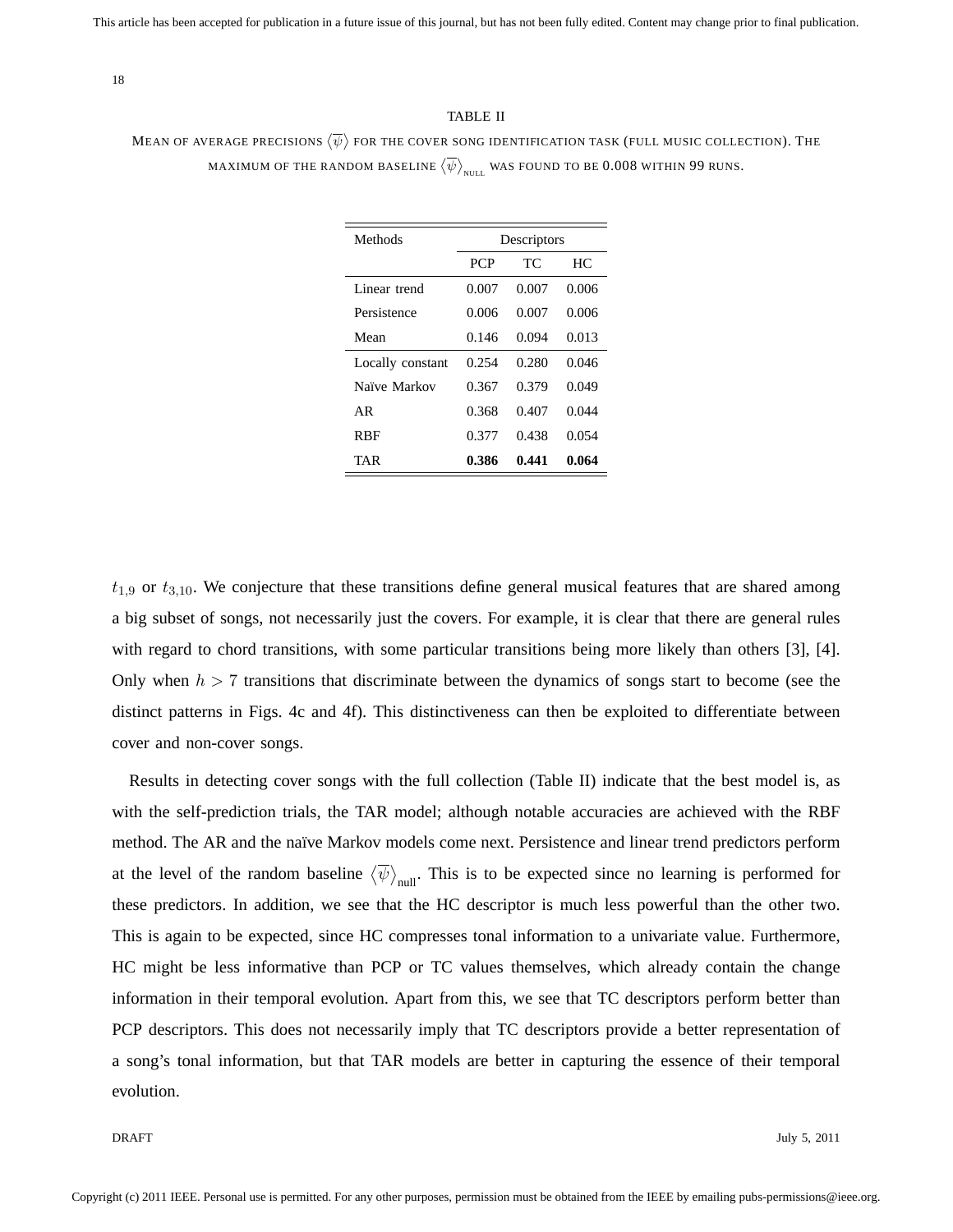TABLE II

MEAN OF AVERAGE PRECISIONS $\langle\overline{\psi}\rangle$ FOR THE COVER SONG IDENTIFICATION TASK (FULL MUSIC COLLECTION). THE MAXIMUM OF THE RANDOM BASELINE $\langle\overline{\psi}\rangle_{\text{NULL}}$ WAS FOUND TO BE 0.008 WITHIN 99 RUNS.

| Methods | Descriptors | | |
|---|---|---|---|
| | PCP | TC | HC |
| Linear trend | 0.007 | 0.007 | 0.006 |
| Persistence | 0.006 | 0.007 | 0.006 |
| Mean | 0.146 | 0.094 | 0.013 |
| Locally constant | 0.254 | 0.280 | 0.046 |
| Naïve Markov | 0.367 | 0.379 | 0.049 |
| AR | 0.368 | 0.407 | 0.044 |
| RBF | 0.377 | 0.438 | 0.054 |
| TAR | **0.386** | **0.441** | **0.064** |

$t_{1,9}$ or $t_{3,10}$. We conjecture that these transitions define general musical features that are shared among a big subset of songs, not necessarily just the covers. For example, it is clear that there are general rules with regard to chord transitions, with some particular transitions being more likely than others [3], [4]. Only when $h > 7$ transitions that discriminate between the dynamics of songs start to become (see the distinct patterns in Figs. 4c and 4f). This distinctiveness can then be exploited to differentiate between cover and non-cover songs.

Results in detecting cover songs with the full collection (Table II) indicate that the best model is, as with the self-prediction trials, the TAR model; although notable accuracies are achieved with the RBF method. The AR and the naïve Markov models come next. Persistence and linear trend predictors perform at the level of the random baseline $\langle\overline{\psi}\rangle_{\text{null}}$. This is to be expected since no learning is performed for these predictors. In addition, we see that the HC descriptor is much less powerful than the other two. This is again to be expected, since HC compresses tonal information to a univariate value. Furthermore, HC might be less informative than PCP or TC values themselves, which already contain the change information in their temporal evolution. Apart from this, we see that TC descriptors perform better than PCP descriptors. This does not necessarily imply that TC descriptors provide a better representation of a song's tonal information, but that TAR models are better in capturing the essence of their temporal evolution.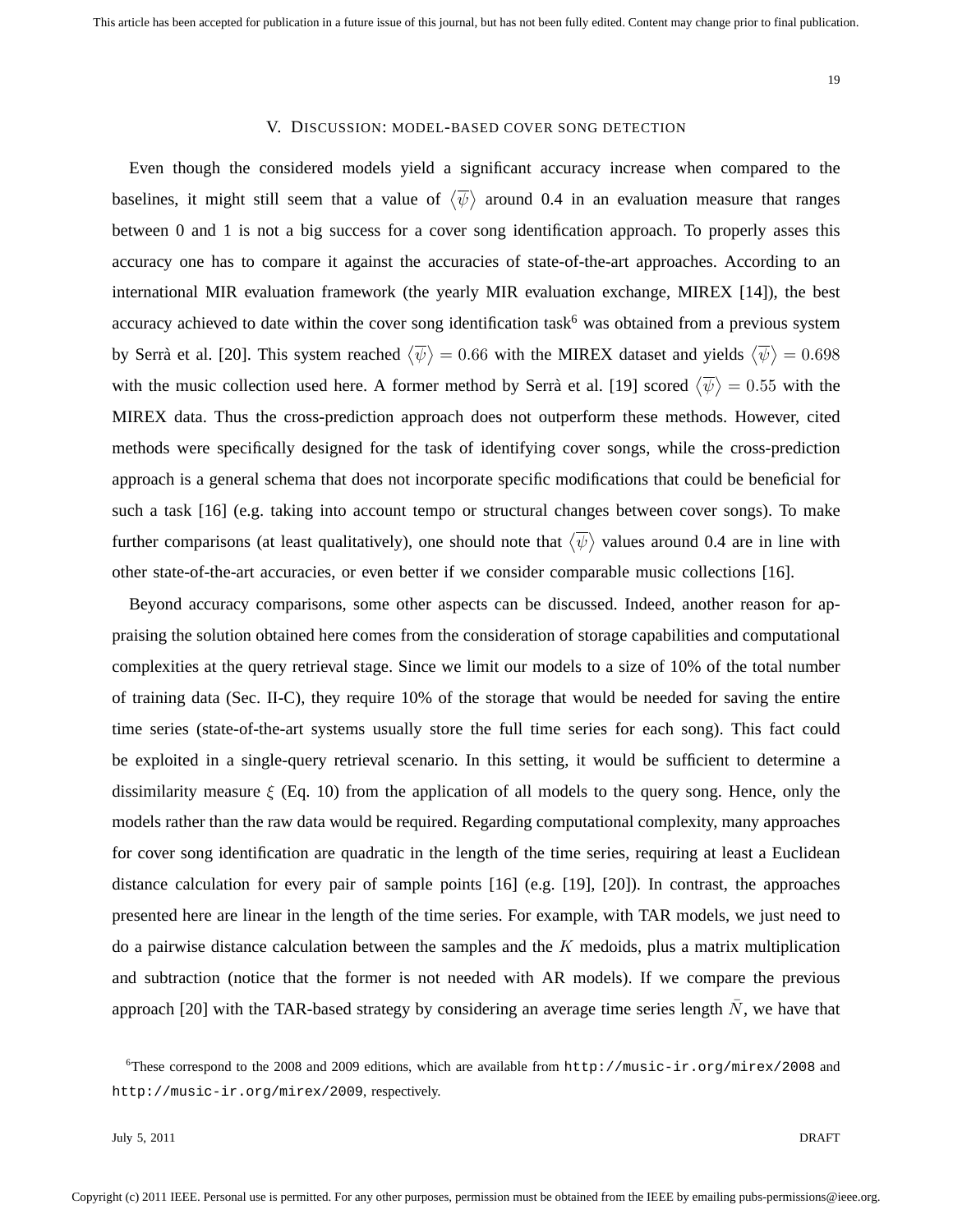## V. Discussion: model-based cover song detection

Even though the considered models yield a significant accuracy increase when compared to the baselines, it might still seem that a value of $\langle\overline{\psi}\rangle$ around 0.4 in an evaluation measure that ranges between 0 and 1 is not a big success for a cover song identification approach. To properly asses this accuracy one has to compare it against the accuracies of state-of-the-art approaches. According to an international MIR evaluation framework (the yearly MIR evaluation exchange, MIREX [14]), the best accuracy achieved to date within the cover song identification task[6] was obtained from a previous system by Serrà et al. [20]. This system reached $\langle\overline{\psi}\rangle = 0.66$ with the MIREX dataset and yields $\langle\overline{\psi}\rangle = 0.698$ with the music collection used here. A former method by Serrà et al. [19] scored $\langle\overline{\psi}\rangle = 0.55$ with the MIREX data. Thus the cross-prediction approach does not outperform these methods. However, cited methods were specifically designed for the task of identifying cover songs, while the cross-prediction approach is a general schema that does not incorporate specific modifications that could be beneficial for such a task [16] (e.g. taking into account tempo or structural changes between cover songs). To make further comparisons (at least qualitatively), one should note that $\langle\overline{\psi}\rangle$ values around 0.4 are in line with other state-of-the-art accuracies, or even better if we consider comparable music collections [16].

Beyond accuracy comparisons, some other aspects can be discussed. Indeed, another reason for appraising the solution obtained here comes from the consideration of storage capabilities and computational complexities at the query retrieval stage. Since we limit our models to a size of 10% of the total number of training data (Sec. II-C), they require 10% of the storage that would be needed for saving the entire time series (state-of-the-art systems usually store the full time series for each song). This fact could be exploited in a single-query retrieval scenario. In this setting, it would be sufficient to determine a dissimilarity measure $\xi$ (Eq. 10) from the application of all models to the query song. Hence, only the models rather than the raw data would be required. Regarding computational complexity, many approaches for cover song identification are quadratic in the length of the time series, requiring at least a Euclidean distance calculation for every pair of sample points [16] (e.g. [19], [20]). In contrast, the approaches presented here are linear in the length of the time series. For example, with TAR models, we just need to do a pairwise distance calculation between the samples and the $K$ medoids, plus a matrix multiplication and subtraction (notice that the former is not needed with AR models). If we compare the previous approach [20] with the TAR-based strategy by considering an average time series length $\bar{N}$, we have that

[6] These correspond to the 2008 and 2009 editions, which are available from `http://music-ir.org/mirex/2008` and `http://music-ir.org/mirex/2009`, respectively.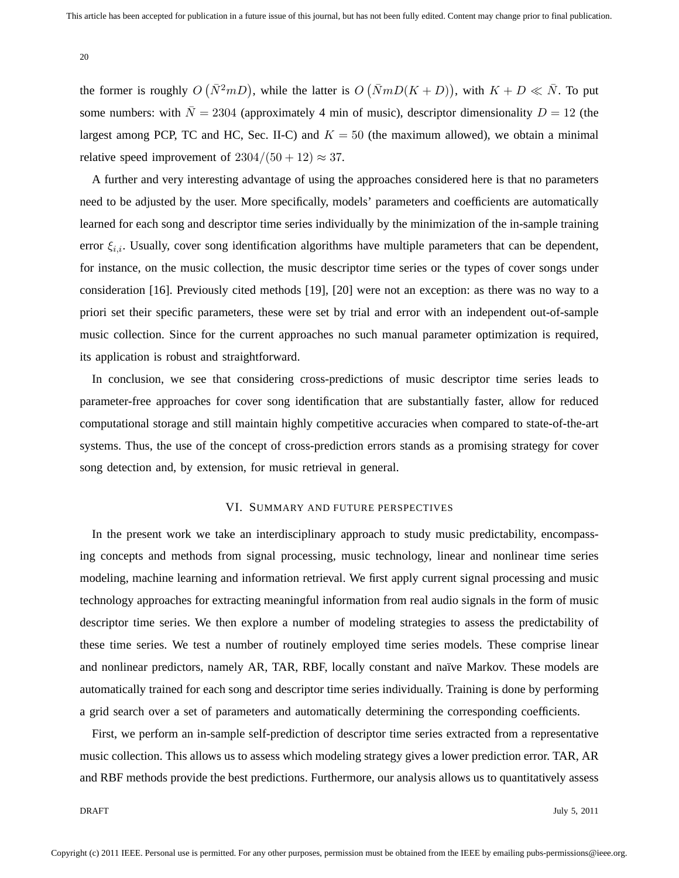the former is roughly $O\left(\bar{N}^2 mD\right)$, while the latter is $O\left(\bar{N}mD(K+D)\right)$, with $K+D \ll \bar{N}$. To put some numbers: with $\bar{N}=2304$ (approximately 4 min of music), descriptor dimensionality $D=12$ (the largest among PCP, TC and HC, Sec. II-C) and $K=50$ (the maximum allowed), we obtain a minimal relative speed improvement of $2304/(50+12) \approx 37$.

A further and very interesting advantage of using the approaches considered here is that no parameters need to be adjusted by the user. More specifically, models' parameters and coefficients are automatically learned for each song and descriptor time series individually by the minimization of the in-sample training error $\xi_{i,i}$. Usually, cover song identification algorithms have multiple parameters that can be dependent, for instance, on the music collection, the music descriptor time series or the types of cover songs under consideration [16]. Previously cited methods [19], [20] were not an exception: as there was no way to a priori set their specific parameters, these were set by trial and error with an independent out-of-sample music collection. Since for the current approaches no such manual parameter optimization is required, its application is robust and straightforward.

In conclusion, we see that considering cross-predictions of music descriptor time series leads to parameter-free approaches for cover song identification that are substantially faster, allow for reduced computational storage and still maintain highly competitive accuracies when compared to state-of-the-art systems. Thus, the use of the concept of cross-prediction errors stands as a promising strategy for cover song detection and, by extension, for music retrieval in general.

## VI. Summary and future perspectives

In the present work we take an interdisciplinary approach to study music predictability, encompassing concepts and methods from signal processing, music technology, linear and nonlinear time series modeling, machine learning and information retrieval. We first apply current signal processing and music technology approaches for extracting meaningful information from real audio signals in the form of music descriptor time series. We then explore a number of modeling strategies to assess the predictability of these time series. We test a number of routinely employed time series models. These comprise linear and nonlinear predictors, namely AR, TAR, RBF, locally constant and naïve Markov. These models are automatically trained for each song and descriptor time series individually. Training is done by performing a grid search over a set of parameters and automatically determining the corresponding coefficients.

First, we perform an in-sample self-prediction of descriptor time series extracted from a representative music collection. This allows us to assess which modeling strategy gives a lower prediction error. TAR, AR and RBF methods provide the best predictions. Furthermore, our analysis allows us to quantitatively assess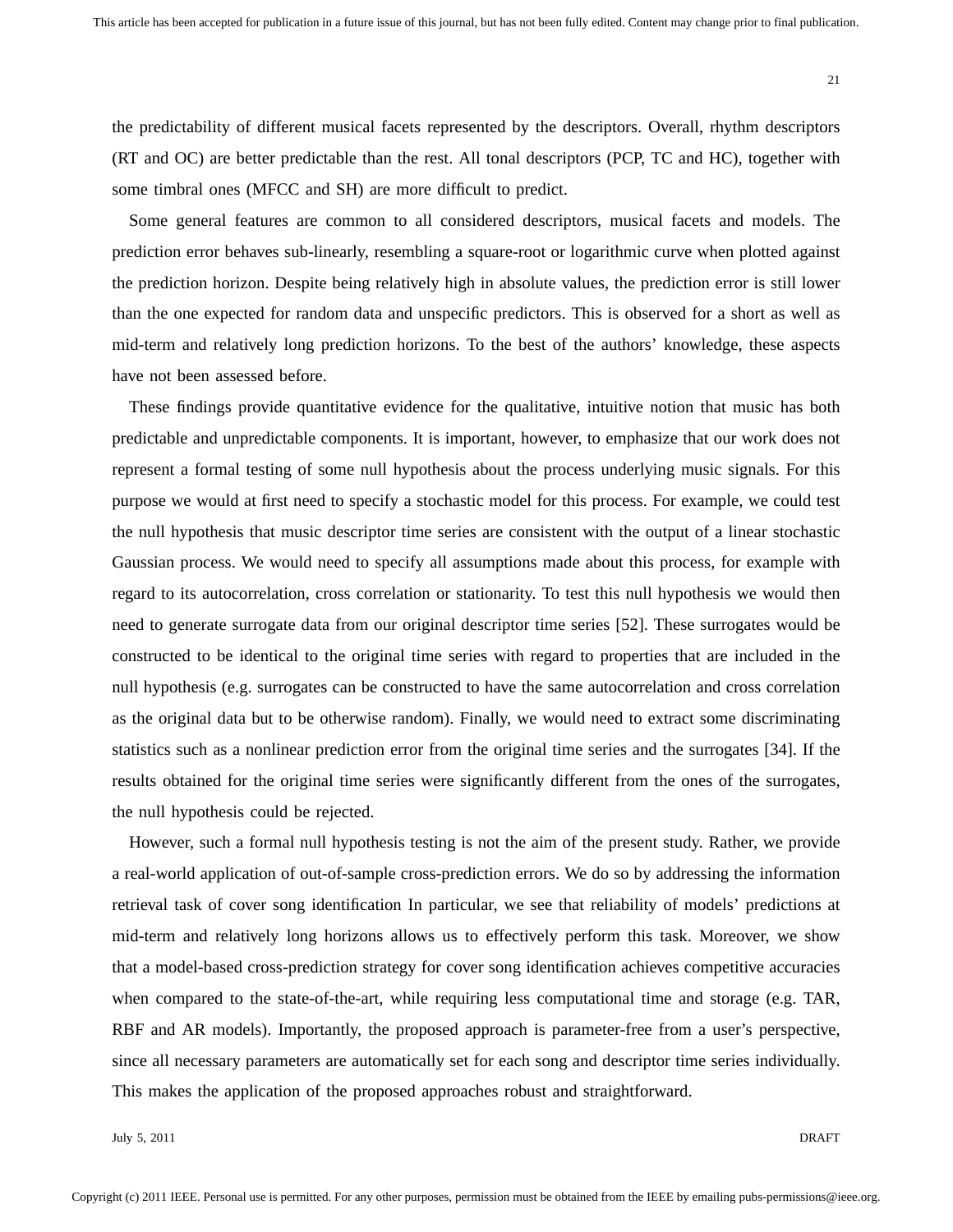the predictability of different musical facets represented by the descriptors. Overall, rhythm descriptors (RT and OC) are better predictable than the rest. All tonal descriptors (PCP, TC and HC), together with some timbral ones (MFCC and SH) are more difficult to predict.

Some general features are common to all considered descriptors, musical facets and models. The prediction error behaves sub-linearly, resembling a square-root or logarithmic curve when plotted against the prediction horizon. Despite being relatively high in absolute values, the prediction error is still lower than the one expected for random data and unspecific predictors. This is observed for a short as well as mid-term and relatively long prediction horizons. To the best of the authors' knowledge, these aspects have not been assessed before.

These findings provide quantitative evidence for the qualitative, intuitive notion that music has both predictable and unpredictable components. It is important, however, to emphasize that our work does not represent a formal testing of some null hypothesis about the process underlying music signals. For this purpose we would at first need to specify a stochastic model for this process. For example, we could test the null hypothesis that music descriptor time series are consistent with the output of a linear stochastic Gaussian process. We would need to specify all assumptions made about this process, for example with regard to its autocorrelation, cross correlation or stationarity. To test this null hypothesis we would then need to generate surrogate data from our original descriptor time series [52]. These surrogates would be constructed to be identical to the original time series with regard to properties that are included in the null hypothesis (e.g. surrogates can be constructed to have the same autocorrelation and cross correlation as the original data but to be otherwise random). Finally, we would need to extract some discriminating statistics such as a nonlinear prediction error from the original time series and the surrogates [34]. If the results obtained for the original time series were significantly different from the ones of the surrogates, the null hypothesis could be rejected.

However, such a formal null hypothesis testing is not the aim of the present study. Rather, we provide a real-world application of out-of-sample cross-prediction errors. We do so by addressing the information retrieval task of cover song identification In particular, we see that reliability of models' predictions at mid-term and relatively long horizons allows us to effectively perform this task. Moreover, we show that a model-based cross-prediction strategy for cover song identification achieves competitive accuracies when compared to the state-of-the-art, while requiring less computational time and storage (e.g. TAR, RBF and AR models). Importantly, the proposed approach is parameter-free from a user's perspective, since all necessary parameters are automatically set for each song and descriptor time series individually. This makes the application of the proposed approaches robust and straightforward.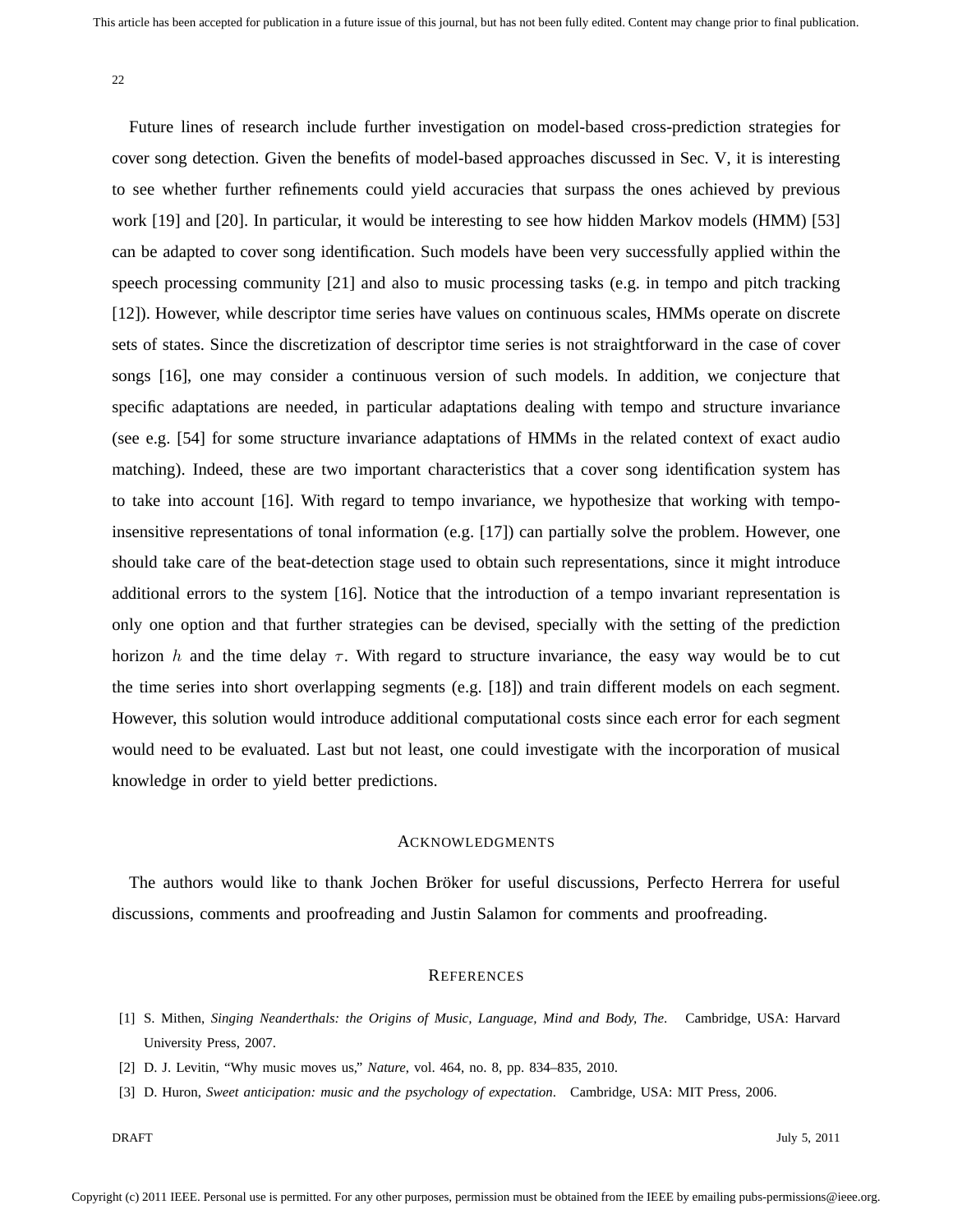Future lines of research include further investigation on model-based cross-prediction strategies for cover song detection. Given the benefits of model-based approaches discussed in Sec. V, it is interesting to see whether further refinements could yield accuracies that surpass the ones achieved by previous work [19] and [20]. In particular, it would be interesting to see how hidden Markov models (HMM) [53] can be adapted to cover song identification. Such models have been very successfully applied within the speech processing community [21] and also to music processing tasks (e.g. in tempo and pitch tracking [12]). However, while descriptor time series have values on continuous scales, HMMs operate on discrete sets of states. Since the discretization of descriptor time series is not straightforward in the case of cover songs [16], one may consider a continuous version of such models. In addition, we conjecture that specific adaptations are needed, in particular adaptations dealing with tempo and structure invariance (see e.g. [54] for some structure invariance adaptations of HMMs in the related context of exact audio matching). Indeed, these are two important characteristics that a cover song identification system has to take into account [16]. With regard to tempo invariance, we hypothesize that working with tempo-insensitive representations of tonal information (e.g. [17]) can partially solve the problem. However, one should take care of the beat-detection stage used to obtain such representations, since it might introduce additional errors to the system [16]. Notice that the introduction of a tempo invariant representation is only one option and that further strategies can be devised, specially with the setting of the prediction horizon $h$ and the time delay $\tau$. With regard to structure invariance, the easy way would be to cut the time series into short overlapping segments (e.g. [18]) and train different models on each segment. However, this solution would introduce additional computational costs since each error for each segment would need to be evaluated. Last but not least, one could investigate with the incorporation of musical knowledge in order to yield better predictions.

## Acknowledgments

The authors would like to thank Jochen Bröker for useful discussions, Perfecto Herrera for useful discussions, comments and proofreading and Justin Salamon for comments and proofreading.

## References

[1] S. Mithen, *Singing Neanderthals: the Origins of Music, Language, Mind and Body, The*. Cambridge, USA: Harvard University Press, 2007.

[2] D. J. Levitin, "Why music moves us," *Nature*, vol. 464, no. 8, pp. 834–835, 2010.

[3] D. Huron, *Sweet anticipation: music and the psychology of expectation*. Cambridge, USA: MIT Press, 2006.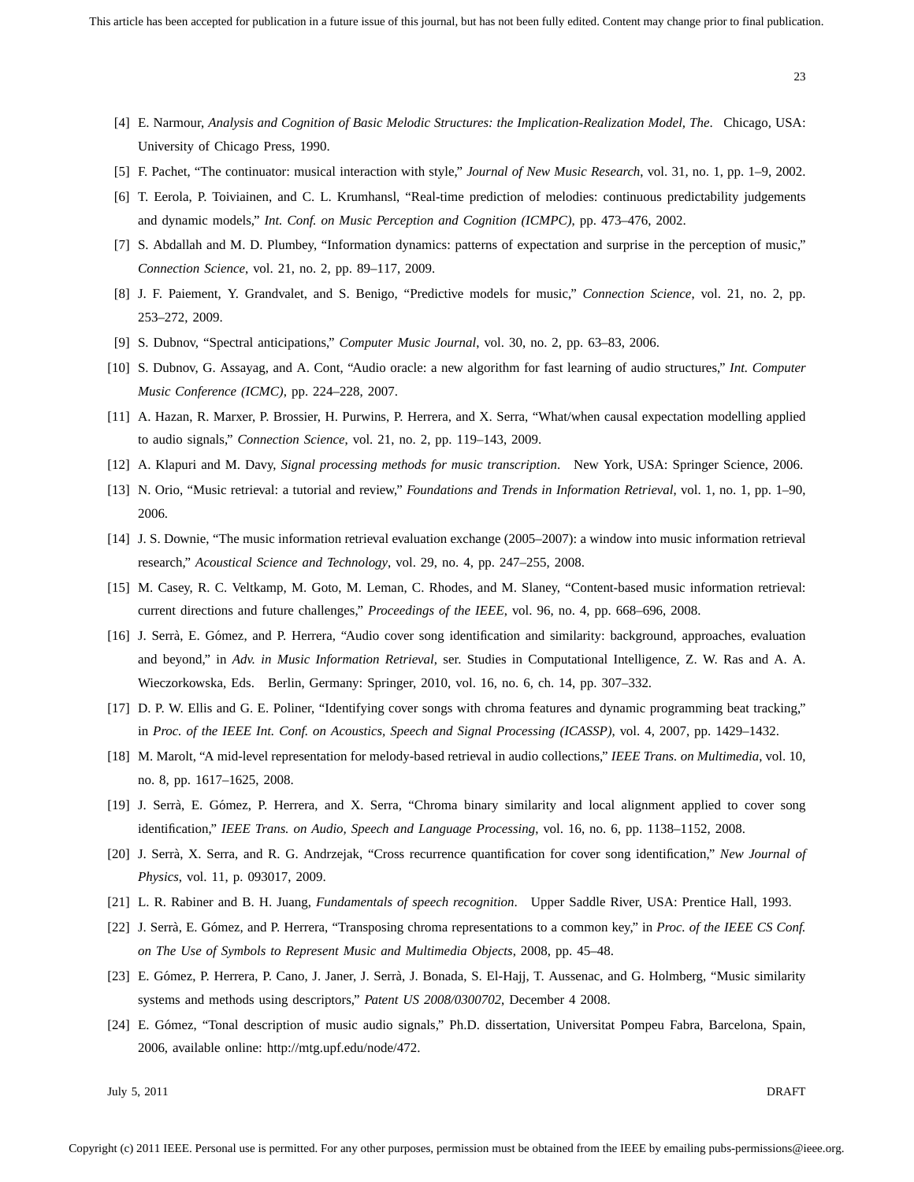[4] E. Narmour, *Analysis and Cognition of Basic Melodic Structures: the Implication-Realization Model, The*. Chicago, USA: University of Chicago Press, 1990.

[5] F. Pachet, "The continuator: musical interaction with style," *Journal of New Music Research*, vol. 31, no. 1, pp. 1–9, 2002.

[6] T. Eerola, P. Toiviainen, and C. L. Krumhansl, "Real-time prediction of melodies: continuous predictability judgements and dynamic models," *Int. Conf. on Music Perception and Cognition (ICMPC)*, pp. 473–476, 2002.

[7] S. Abdallah and M. D. Plumbey, "Information dynamics: patterns of expectation and surprise in the perception of music," *Connection Science*, vol. 21, no. 2, pp. 89–117, 2009.

[8] J. F. Paiement, Y. Grandvalet, and S. Benigo, "Predictive models for music," *Connection Science*, vol. 21, no. 2, pp. 253–272, 2009.

[9] S. Dubnov, "Spectral anticipations," *Computer Music Journal*, vol. 30, no. 2, pp. 63–83, 2006.

[10] S. Dubnov, G. Assayag, and A. Cont, "Audio oracle: a new algorithm for fast learning of audio structures," *Int. Computer Music Conference (ICMC)*, pp. 224–228, 2007.

[11] A. Hazan, R. Marxer, P. Brossier, H. Purwins, P. Herrera, and X. Serra, "What/when causal expectation modelling applied to audio signals," *Connection Science*, vol. 21, no. 2, pp. 119–143, 2009.

[12] A. Klapuri and M. Davy, *Signal processing methods for music transcription*. New York, USA: Springer Science, 2006.

[13] N. Orio, "Music retrieval: a tutorial and review," *Foundations and Trends in Information Retrieval*, vol. 1, no. 1, pp. 1–90, 2006.

[14] J. S. Downie, "The music information retrieval evaluation exchange (2005–2007): a window into music information retrieval research," *Acoustical Science and Technology*, vol. 29, no. 4, pp. 247–255, 2008.

[15] M. Casey, R. C. Veltkamp, M. Goto, M. Leman, C. Rhodes, and M. Slaney, "Content-based music information retrieval: current directions and future challenges," *Proceedings of the IEEE*, vol. 96, no. 4, pp. 668–696, 2008.

[16] J. Serrà, E. Gómez, and P. Herrera, "Audio cover song identification and similarity: background, approaches, evaluation and beyond," in *Adv. in Music Information Retrieval*, ser. Studies in Computational Intelligence, Z. W. Ras and A. A. Wieczorkowska, Eds. Berlin, Germany: Springer, 2010, vol. 16, no. 6, ch. 14, pp. 307–332.

[17] D. P. W. Ellis and G. E. Poliner, "Identifying cover songs with chroma features and dynamic programming beat tracking," in *Proc. of the IEEE Int. Conf. on Acoustics, Speech and Signal Processing (ICASSP)*, vol. 4, 2007, pp. 1429–1432.

[18] M. Marolt, "A mid-level representation for melody-based retrieval in audio collections," *IEEE Trans. on Multimedia*, vol. 10, no. 8, pp. 1617–1625, 2008.

[19] J. Serrà, E. Gómez, P. Herrera, and X. Serra, "Chroma binary similarity and local alignment applied to cover song identification," *IEEE Trans. on Audio, Speech and Language Processing*, vol. 16, no. 6, pp. 1138–1152, 2008.

[20] J. Serrà, X. Serra, and R. G. Andrzejak, "Cross recurrence quantification for cover song identification," *New Journal of Physics*, vol. 11, p. 093017, 2009.

[21] L. R. Rabiner and B. H. Juang, *Fundamentals of speech recognition*. Upper Saddle River, USA: Prentice Hall, 1993.

[22] J. Serrà, E. Gómez, and P. Herrera, "Transposing chroma representations to a common key," in *Proc. of the IEEE CS Conf. on The Use of Symbols to Represent Music and Multimedia Objects*, 2008, pp. 45–48.

[23] E. Gómez, P. Herrera, P. Cano, J. Janer, J. Serrà, J. Bonada, S. El-Hajj, T. Aussenac, and G. Holmberg, "Music similarity systems and methods using descriptors," *Patent US 2008/0300702*, December 4 2008.

[24] E. Gómez, "Tonal description of music audio signals," Ph.D. dissertation, Universitat Pompeu Fabra, Barcelona, Spain, 2006, available online: http://mtg.upf.edu/node/472.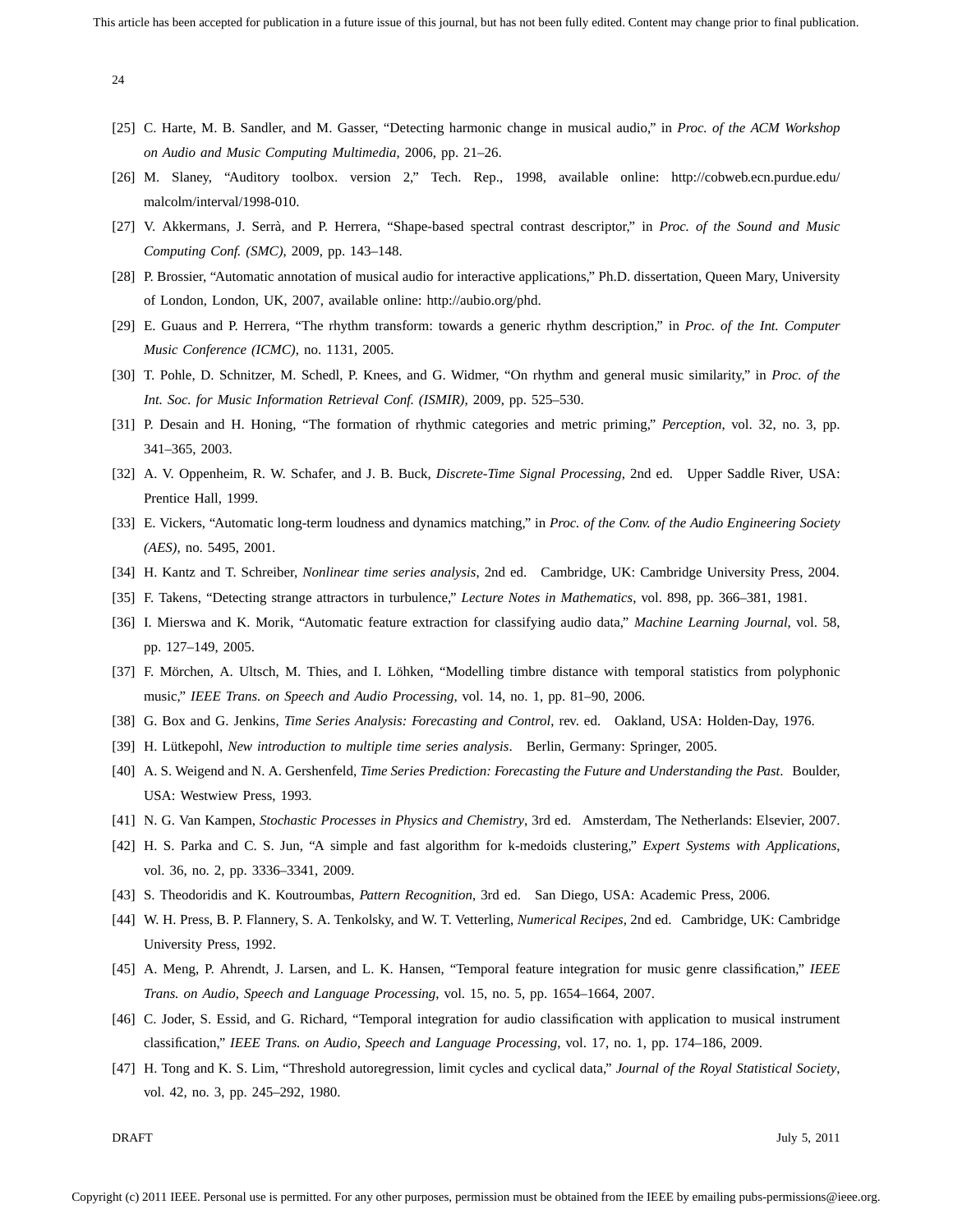[25] C. Harte, M. B. Sandler, and M. Gasser, "Detecting harmonic change in musical audio," in *Proc. of the ACM Workshop on Audio and Music Computing Multimedia*, 2006, pp. 21–26.

[26] M. Slaney, "Auditory toolbox. version 2," Tech. Rep., 1998, available online: http://cobweb.ecn.purdue.edu/malcolm/interval/1998-010.

[27] V. Akkermans, J. Serrà, and P. Herrera, "Shape-based spectral contrast descriptor," in *Proc. of the Sound and Music Computing Conf. (SMC)*, 2009, pp. 143–148.

[28] P. Brossier, "Automatic annotation of musical audio for interactive applications," Ph.D. dissertation, Queen Mary, University of London, London, UK, 2007, available online: http://aubio.org/phd.

[29] E. Guaus and P. Herrera, "The rhythm transform: towards a generic rhythm description," in *Proc. of the Int. Computer Music Conference (ICMC)*, no. 1131, 2005.

[30] T. Pohle, D. Schnitzer, M. Schedl, P. Knees, and G. Widmer, "On rhythm and general music similarity," in *Proc. of the Int. Soc. for Music Information Retrieval Conf. (ISMIR)*, 2009, pp. 525–530.

[31] P. Desain and H. Honing, "The formation of rhythmic categories and metric priming," *Perception*, vol. 32, no. 3, pp. 341–365, 2003.

[32] A. V. Oppenheim, R. W. Schafer, and J. B. Buck, *Discrete-Time Signal Processing*, 2nd ed. Upper Saddle River, USA: Prentice Hall, 1999.

[33] E. Vickers, "Automatic long-term loudness and dynamics matching," in *Proc. of the Conv. of the Audio Engineering Society (AES)*, no. 5495, 2001.

[34] H. Kantz and T. Schreiber, *Nonlinear time series analysis*, 2nd ed. Cambridge, UK: Cambridge University Press, 2004.

[35] F. Takens, "Detecting strange attractors in turbulence," *Lecture Notes in Mathematics*, vol. 898, pp. 366–381, 1981.

[36] I. Mierswa and K. Morik, "Automatic feature extraction for classifying audio data," *Machine Learning Journal*, vol. 58, pp. 127–149, 2005.

[37] F. Mörchen, A. Ultsch, M. Thies, and I. Löhken, "Modelling timbre distance with temporal statistics from polyphonic music," *IEEE Trans. on Speech and Audio Processing*, vol. 14, no. 1, pp. 81–90, 2006.

[38] G. Box and G. Jenkins, *Time Series Analysis: Forecasting and Control*, rev. ed. Oakland, USA: Holden-Day, 1976.

[39] H. Lütkepohl, *New introduction to multiple time series analysis*. Berlin, Germany: Springer, 2005.

[40] A. S. Weigend and N. A. Gershenfeld, *Time Series Prediction: Forecasting the Future and Understanding the Past*. Boulder, USA: Westwiew Press, 1993.

[41] N. G. Van Kampen, *Stochastic Processes in Physics and Chemistry*, 3rd ed. Amsterdam, The Netherlands: Elsevier, 2007.

[42] H. S. Parka and C. S. Jun, "A simple and fast algorithm for k-medoids clustering," *Expert Systems with Applications*, vol. 36, no. 2, pp. 3336–3341, 2009.

[43] S. Theodoridis and K. Koutroumbas, *Pattern Recognition*, 3rd ed. San Diego, USA: Academic Press, 2006.

[44] W. H. Press, B. P. Flannery, S. A. Tenkolsky, and W. T. Vetterling, *Numerical Recipes*, 2nd ed. Cambridge, UK: Cambridge University Press, 1992.

[45] A. Meng, P. Ahrendt, J. Larsen, and L. K. Hansen, "Temporal feature integration for music genre classification," *IEEE Trans. on Audio, Speech and Language Processing*, vol. 15, no. 5, pp. 1654–1664, 2007.

[46] C. Joder, S. Essid, and G. Richard, "Temporal integration for audio classification with application to musical instrument classification," *IEEE Trans. on Audio, Speech and Language Processing*, vol. 17, no. 1, pp. 174–186, 2009.

[47] H. Tong and K. S. Lim, "Threshold autoregression, limit cycles and cyclical data," *Journal of the Royal Statistical Society*, vol. 42, no. 3, pp. 245–292, 1980.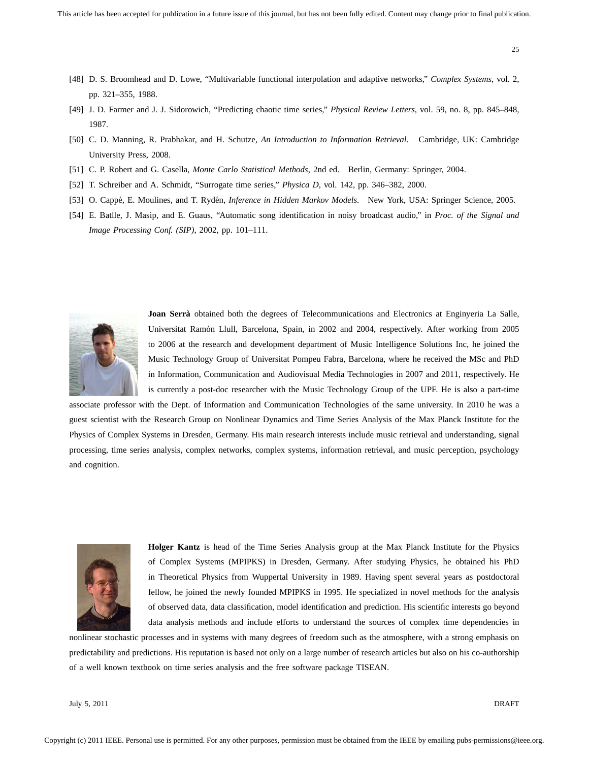[48] D. S. Broomhead and D. Lowe, "Multivariable functional interpolation and adaptive networks," *Complex Systems*, vol. 2, pp. 321–355, 1988.

[49] J. D. Farmer and J. J. Sidorowich, "Predicting chaotic time series," *Physical Review Letters*, vol. 59, no. 8, pp. 845–848, 1987.

[50] C. D. Manning, R. Prabhakar, and H. Schutze, *An Introduction to Information Retrieval*. Cambridge, UK: Cambridge University Press, 2008.

[51] C. P. Robert and G. Casella, *Monte Carlo Statistical Methods*, 2nd ed. Berlin, Germany: Springer, 2004.

[52] T. Schreiber and A. Schmidt, "Surrogate time series," *Physica D*, vol. 142, pp. 346–382, 2000.

[53] O. Cappé, E. Moulines, and T. Rydén, *Inference in Hidden Markov Models*. New York, USA: Springer Science, 2005.

[54] E. Batlle, J. Masip, and E. Guaus, "Automatic song identification in noisy broadcast audio," in *Proc. of the Signal and Image Processing Conf. (SIP)*, 2002, pp. 101–111.

**Joan Serrà** obtained both the degrees of Telecommunications and Electronics at Enginyeria La Salle, Universitat Ramón Llull, Barcelona, Spain, in 2002 and 2004, respectively. After working from 2005 to 2006 at the research and development department of Music Intelligence Solutions Inc, he joined the Music Technology Group of Universitat Pompeu Fabra, Barcelona, where he received the MSc and PhD in Information, Communication and Audiovisual Media Technologies in 2007 and 2011, respectively. He is currently a post-doc researcher with the Music Technology Group of the UPF. He is also a part-time associate professor with the Dept. of Information and Communication Technologies of the same university. In 2010 he was a guest scientist with the Research Group on Nonlinear Dynamics and Time Series Analysis of the Max Planck Institute for the Physics of Complex Systems in Dresden, Germany. His main research interests include music retrieval and understanding, signal processing, time series analysis, complex networks, complex systems, information retrieval, and music perception, psychology and cognition.

**Holger Kantz** is head of the Time Series Analysis group at the Max Planck Institute for the Physics of Complex Systems (MPIPKS) in Dresden, Germany. After studying Physics, he obtained his PhD in Theoretical Physics from Wuppertal University in 1989. Having spent several years as postdoctoral fellow, he joined the newly founded MPIPKS in 1995. He specialized in novel methods for the analysis of observed data, data classification, model identification and prediction. His scientific interests go beyond data analysis methods and include efforts to understand the sources of complex time dependencies in nonlinear stochastic processes and in systems with many degrees of freedom such as the atmosphere, with a strong emphasis on predictability and predictions. His reputation is based not only on a large number of research articles but also on his co-authorship of a well known textbook on time series analysis and the free software package TISEAN.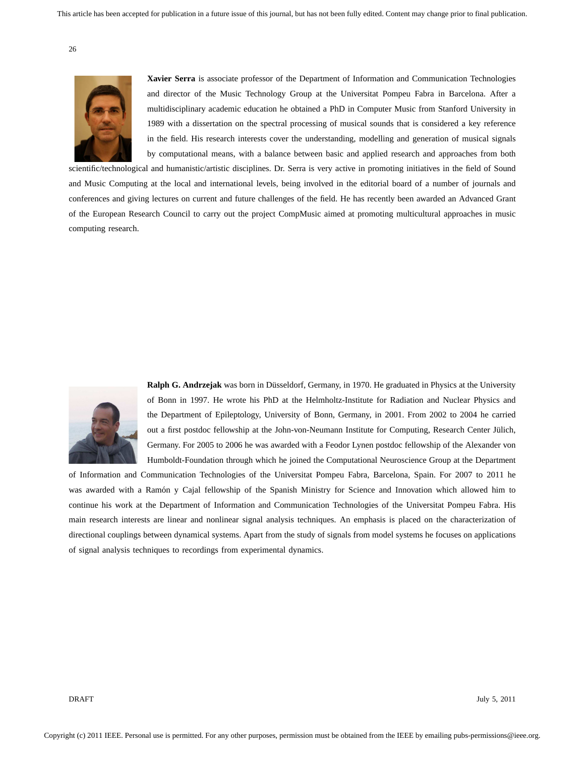**Xavier Serra** is associate professor of the Department of Information and Communication Technologies and director of the Music Technology Group at the Universitat Pompeu Fabra in Barcelona. After a multidisciplinary academic education he obtained a PhD in Computer Music from Stanford University in 1989 with a dissertation on the spectral processing of musical sounds that is considered a key reference in the field. His research interests cover the understanding, modelling and generation of musical signals by computational means, with a balance between basic and applied research and approaches from both scientific/technological and humanistic/artistic disciplines. Dr. Serra is very active in promoting initiatives in the field of Sound and Music Computing at the local and international levels, being involved in the editorial board of a number of journals and conferences and giving lectures on current and future challenges of the field. He has recently been awarded an Advanced Grant of the European Research Council to carry out the project CompMusic aimed at promoting multicultural approaches in music computing research.

**Ralph G. Andrzejak** was born in Düsseldorf, Germany, in 1970. He graduated in Physics at the University of Bonn in 1997. He wrote his PhD at the Helmholtz-Institute for Radiation and Nuclear Physics and the Department of Epileptology, University of Bonn, Germany, in 2001. From 2002 to 2004 he carried out a first postdoc fellowship at the John-von-Neumann Institute for Computing, Research Center Jülich, Germany. For 2005 to 2006 he was awarded with a Feodor Lynen postdoc fellowship of the Alexander von Humboldt-Foundation through which he joined the Computational Neuroscience Group at the Department of Information and Communication Technologies of the Universitat Pompeu Fabra, Barcelona, Spain. For 2007 to 2011 he was awarded with a Ramón y Cajal fellowship of the Spanish Ministry for Science and Innovation which allowed him to continue his work at the Department of Information and Communication Technologies of the Universitat Pompeu Fabra. His main research interests are linear and nonlinear signal analysis techniques. An emphasis is placed on the characterization of directional couplings between dynamical systems. Apart from the study of signals from model systems he focuses on applications of signal analysis techniques to recordings from experimental dynamics.